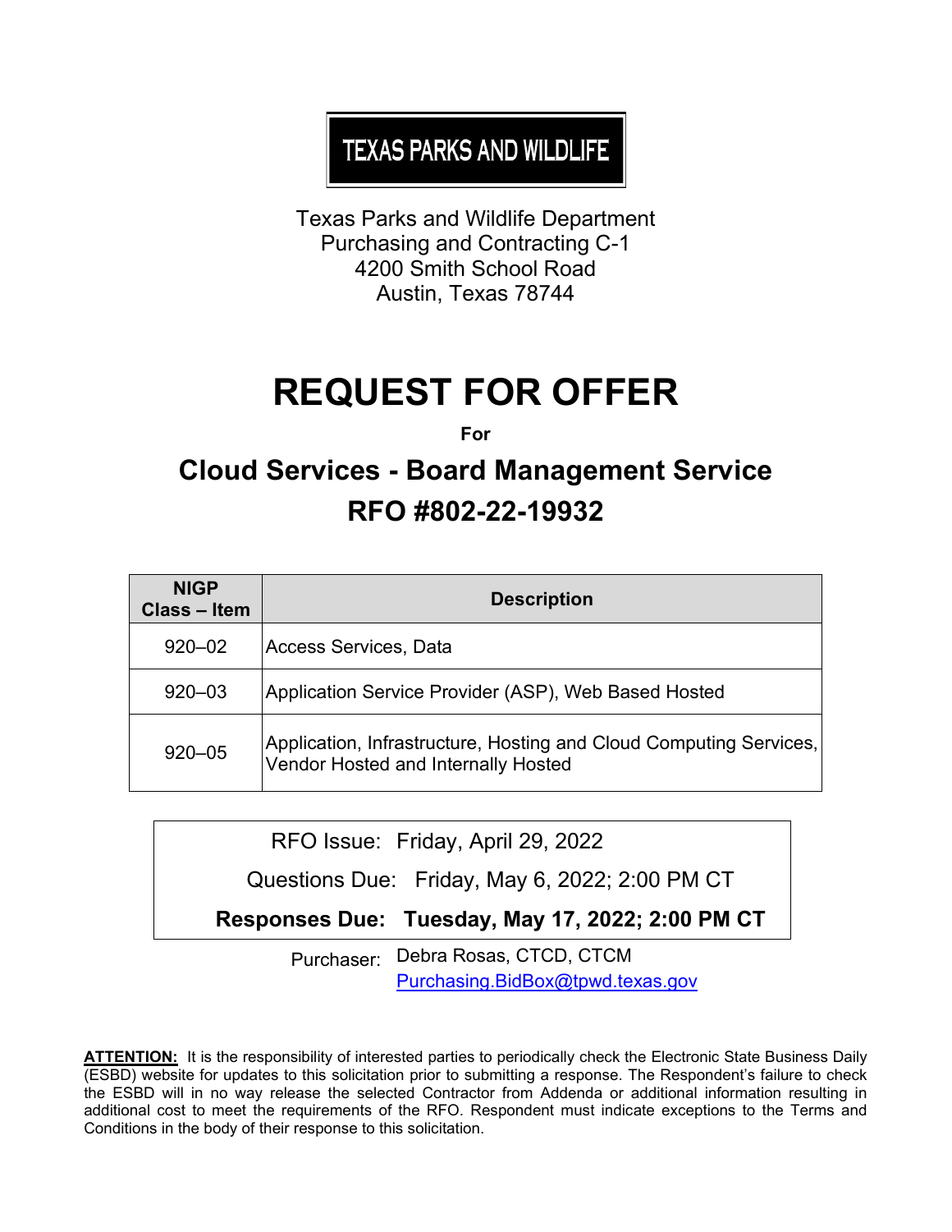**TEXAS PARKS AND WILDLIFE**

Texas Parks and Wildlife Department
Purchasing and Contracting C-1
4200 Smith School Road
Austin, Texas 78744

# REQUEST FOR OFFER

**For**

## Cloud Services - Board Management Service
## RFO #802-22-19932

| NIGP Class – Item | Description |
|---|---|
| 920–02 | Access Services, Data |
| 920–03 | Application Service Provider (ASP), Web Based Hosted |
| 920–05 | Application, Infrastructure, Hosting and Cloud Computing Services, Vendor Hosted and Internally Hosted |

| | |
|---|---|
| RFO Issue: | Friday, April 29, 2022 |
| Questions Due: | Friday, May 6, 2022; 2:00 PM CT |
| **Responses Due:** | **Tuesday, May 17, 2022; 2:00 PM CT** |

Purchaser: Debra Rosas, CTCD, CTCM
Purchasing.BidBox@tpwd.texas.gov

**ATTENTION:** It is the responsibility of interested parties to periodically check the Electronic State Business Daily (ESBD) website for updates to this solicitation prior to submitting a response. The Respondent's failure to check the ESBD will in no way release the selected Contractor from Addenda or additional information resulting in additional cost to meet the requirements of the RFO. Respondent must indicate exceptions to the Terms and Conditions in the body of their response to this solicitation.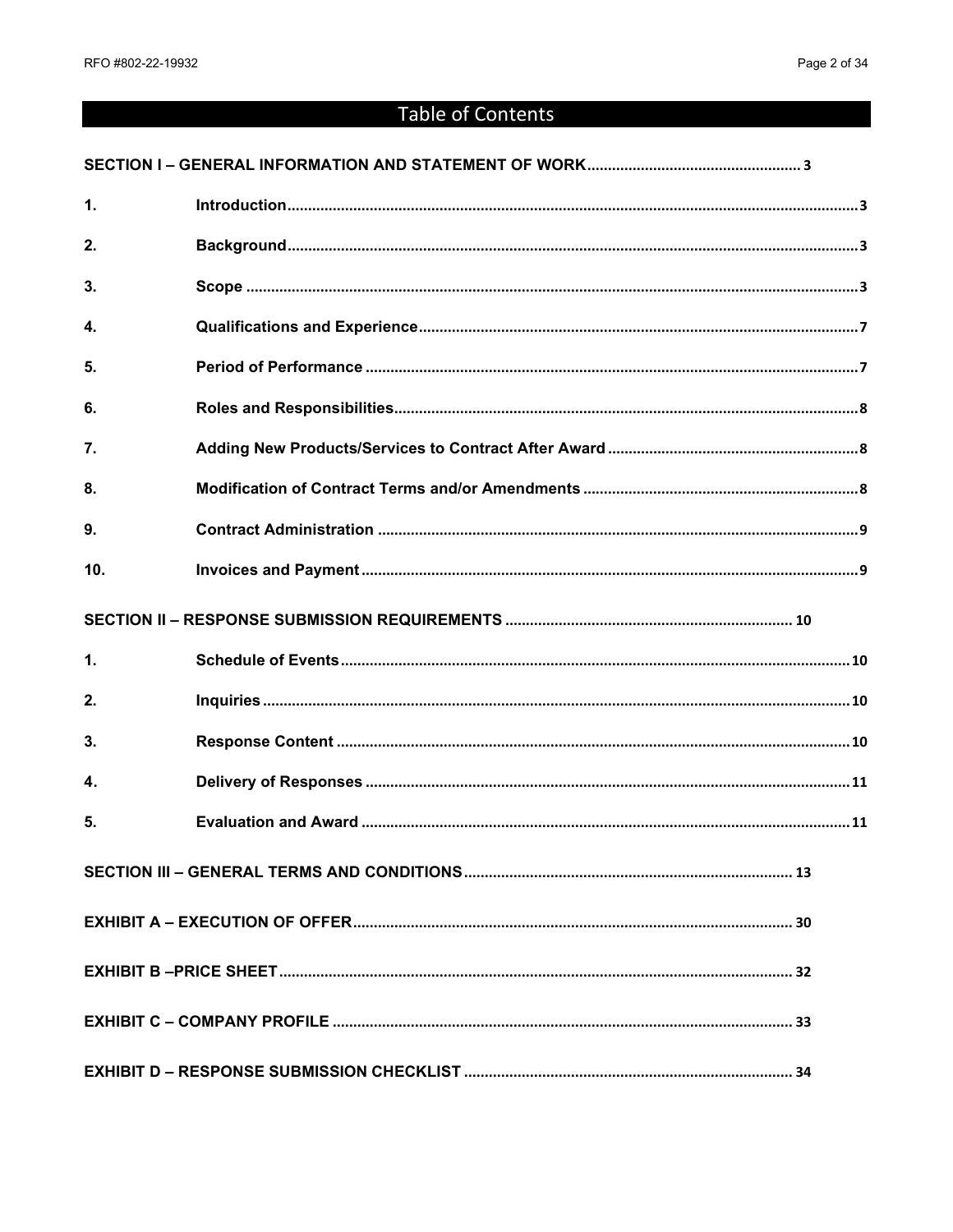# Table of Contents

| | | |
|---|---|---|
| **SECTION I – GENERAL INFORMATION AND STATEMENT OF WORK** | | **3** |
| **1.** | **Introduction** | **3** |
| **2.** | **Background** | **3** |
| **3.** | **Scope** | **3** |
| **4.** | **Qualifications and Experience** | **7** |
| **5.** | **Period of Performance** | **7** |
| **6.** | **Roles and Responsibilities** | **8** |
| **7.** | **Adding New Products/Services to Contract After Award** | **8** |
| **8.** | **Modification of Contract Terms and/or Amendments** | **8** |
| **9.** | **Contract Administration** | **9** |
| **10.** | **Invoices and Payment** | **9** |
| **SECTION II – RESPONSE SUBMISSION REQUIREMENTS** | | **10** |
| **1.** | **Schedule of Events** | **10** |
| **2.** | **Inquiries** | **10** |
| **3.** | **Response Content** | **10** |
| **4.** | **Delivery of Responses** | **11** |
| **5.** | **Evaluation and Award** | **11** |
| **SECTION III – GENERAL TERMS AND CONDITIONS** | | **13** |
| **EXHIBIT A – EXECUTION OF OFFER** | | **30** |
| **EXHIBIT B –PRICE SHEET** | | **32** |
| **EXHIBIT C – COMPANY PROFILE** | | **33** |
| **EXHIBIT D – RESPONSE SUBMISSION CHECKLIST** | | **34** |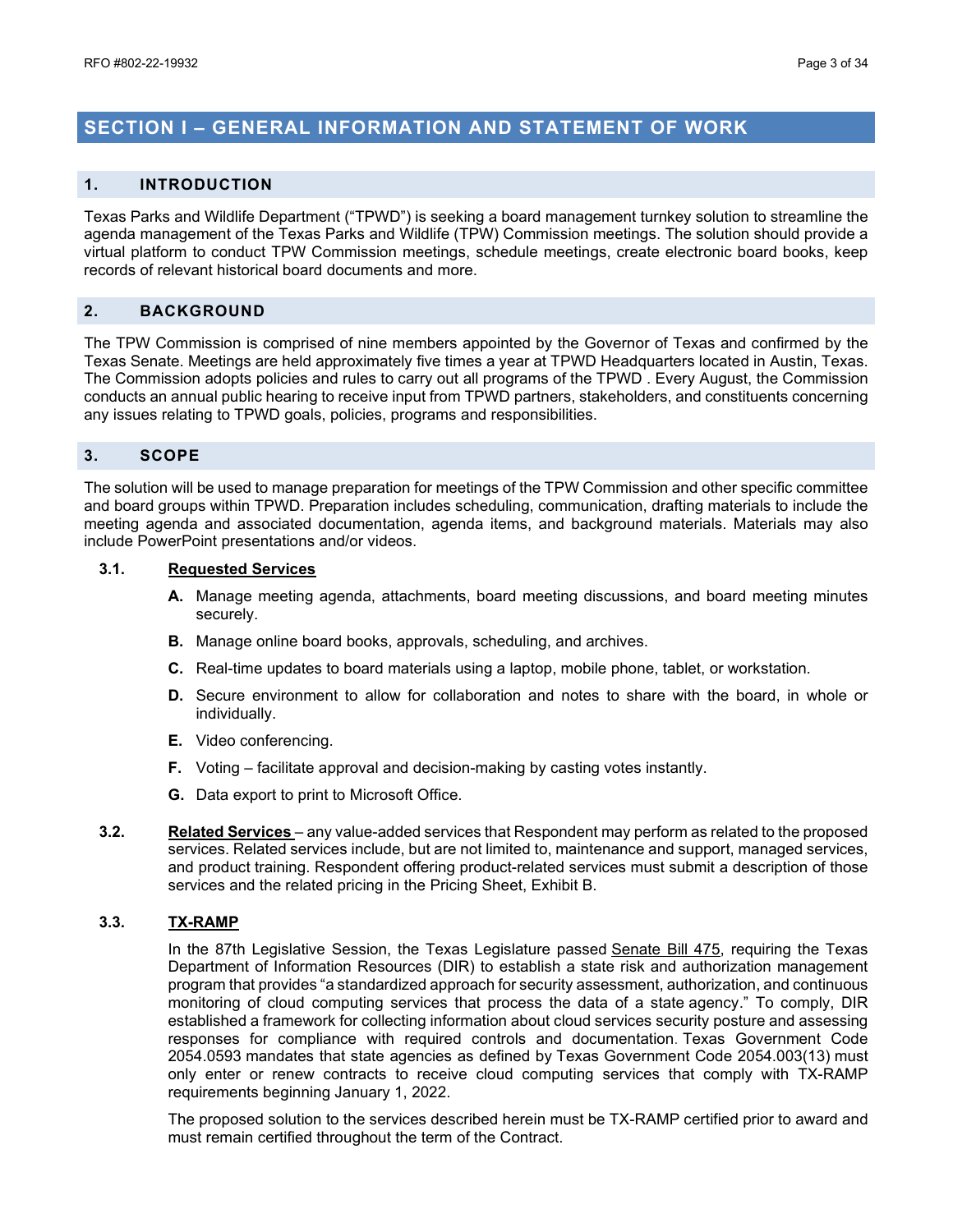# SECTION I – GENERAL INFORMATION AND STATEMENT OF WORK

## 1. INTRODUCTION

Texas Parks and Wildlife Department ("TPWD") is seeking a board management turnkey solution to streamline the agenda management of the Texas Parks and Wildlife (TPW) Commission meetings. The solution should provide a virtual platform to conduct TPW Commission meetings, schedule meetings, create electronic board books, keep records of relevant historical board documents and more.

## 2. BACKGROUND

The TPW Commission is comprised of nine members appointed by the Governor of Texas and confirmed by the Texas Senate. Meetings are held approximately five times a year at TPWD Headquarters located in Austin, Texas. The Commission adopts policies and rules to carry out all programs of the TPWD . Every August, the Commission conducts an annual public hearing to receive input from TPWD partners, stakeholders, and constituents concerning any issues relating to TPWD goals, policies, programs and responsibilities.

## 3. SCOPE

The solution will be used to manage preparation for meetings of the TPW Commission and other specific committee and board groups within TPWD. Preparation includes scheduling, communication, drafting materials to include the meeting agenda and associated documentation, agenda items, and background materials. Materials may also include PowerPoint presentations and/or videos.

### 3.1. Requested Services

- **A.** Manage meeting agenda, attachments, board meeting discussions, and board meeting minutes securely.
- **B.** Manage online board books, approvals, scheduling, and archives.
- **C.** Real-time updates to board materials using a laptop, mobile phone, tablet, or workstation.
- **D.** Secure environment to allow for collaboration and notes to share with the board, in whole or individually.
- **E.** Video conferencing.
- **F.** Voting – facilitate approval and decision-making by casting votes instantly.
- **G.** Data export to print to Microsoft Office.

### 3.2. Related Services

**Related Services** – any value-added services that Respondent may perform as related to the proposed services. Related services include, but are not limited to, maintenance and support, managed services, and product training. Respondent offering product-related services must submit a description of those services and the related pricing in the Pricing Sheet, Exhibit B.

### 3.3. TX-RAMP

In the 87th Legislative Session, the Texas Legislature passed Senate Bill 475, requiring the Texas Department of Information Resources (DIR) to establish a state risk and authorization management program that provides "a standardized approach for security assessment, authorization, and continuous monitoring of cloud computing services that process the data of a state agency." To comply, DIR established a framework for collecting information about cloud services security posture and assessing responses for compliance with required controls and documentation. Texas Government Code 2054.0593 mandates that state agencies as defined by Texas Government Code 2054.003(13) must only enter or renew contracts to receive cloud computing services that comply with TX-RAMP requirements beginning January 1, 2022.

The proposed solution to the services described herein must be TX-RAMP certified prior to award and must remain certified throughout the term of the Contract.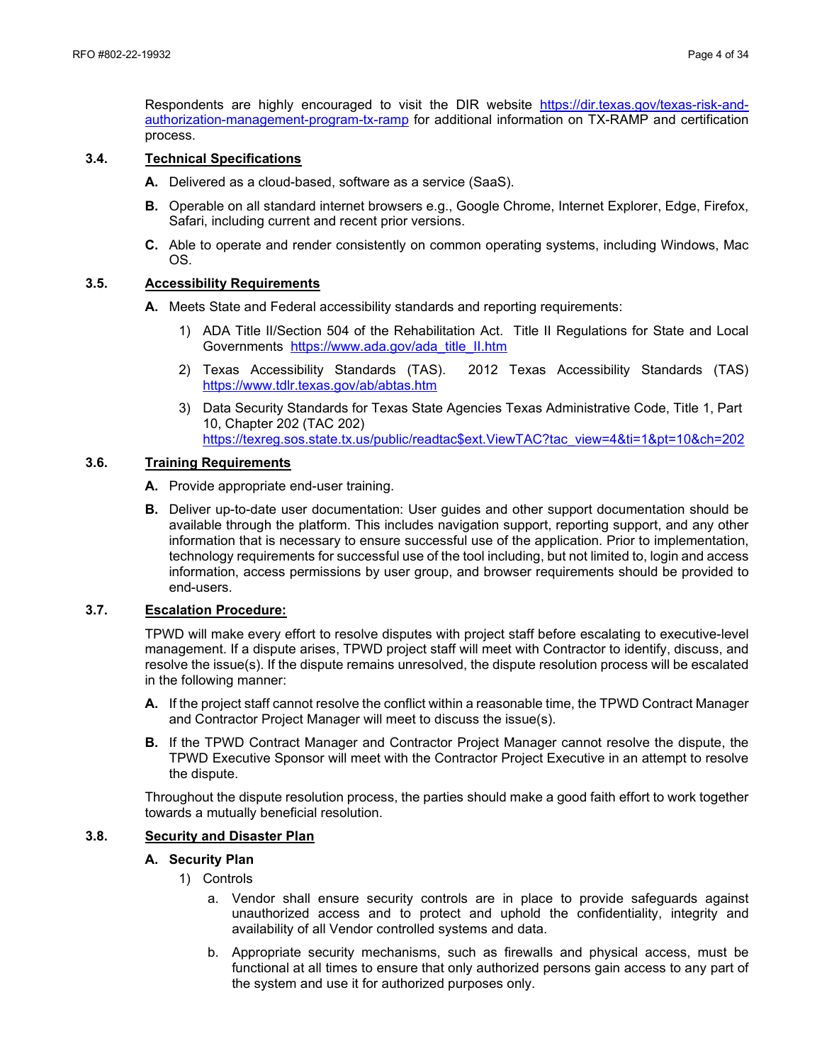Respondents are highly encouraged to visit the DIR website [https://dir.texas.gov/texas-risk-and-authorization-management-program-tx-ramp](https://dir.texas.gov/texas-risk-and-authorization-management-program-tx-ramp) for additional information on TX-RAMP and certification process.

### 3.4. Technical Specifications

**A.** Delivered as a cloud-based, software as a service (SaaS).

**B.** Operable on all standard internet browsers e.g., Google Chrome, Internet Explorer, Edge, Firefox, Safari, including current and recent prior versions.

**C.** Able to operate and render consistently on common operating systems, including Windows, Mac OS.

### 3.5. Accessibility Requirements

**A.** Meets State and Federal accessibility standards and reporting requirements:

1) ADA Title II/Section 504 of the Rehabilitation Act. Title II Regulations for State and Local Governments [https://www.ada.gov/ada_title_II.htm](https://www.ada.gov/ada_title_II.htm)
2) Texas Accessibility Standards (TAS). 2012 Texas Accessibility Standards (TAS) [https://www.tdlr.texas.gov/ab/abtas.htm](https://www.tdlr.texas.gov/ab/abtas.htm)
3) Data Security Standards for Texas State Agencies Texas Administrative Code, Title 1, Part 10, Chapter 202 (TAC 202) [https://texreg.sos.state.tx.us/public/readtac$ext.ViewTAC?tac_view=4&ti=1&pt=10&ch=202](https://texreg.sos.state.tx.us/public/readtac$ext.ViewTAC?tac_view=4&ti=1&pt=10&ch=202)

### 3.6. Training Requirements

**A.** Provide appropriate end-user training.

**B.** Deliver up-to-date user documentation: User guides and other support documentation should be available through the platform. This includes navigation support, reporting support, and any other information that is necessary to ensure successful use of the application. Prior to implementation, technology requirements for successful use of the tool including, but not limited to, login and access information, access permissions by user group, and browser requirements should be provided to end-users.

### 3.7. Escalation Procedure:

TPWD will make every effort to resolve disputes with project staff before escalating to executive-level management. If a dispute arises, TPWD project staff will meet with Contractor to identify, discuss, and resolve the issue(s). If the dispute remains unresolved, the dispute resolution process will be escalated in the following manner:

**A.** If the project staff cannot resolve the conflict within a reasonable time, the TPWD Contract Manager and Contractor Project Manager will meet to discuss the issue(s).

**B.** If the TPWD Contract Manager and Contractor Project Manager cannot resolve the dispute, the TPWD Executive Sponsor will meet with the Contractor Project Executive in an attempt to resolve the dispute.

Throughout the dispute resolution process, the parties should make a good faith effort to work together towards a mutually beneficial resolution.

### 3.8. Security and Disaster Plan

**A. Security Plan**

1) Controls
   a. Vendor shall ensure security controls are in place to provide safeguards against unauthorized access and to protect and uphold the confidentiality, integrity and availability of all Vendor controlled systems and data.
   b. Appropriate security mechanisms, such as firewalls and physical access, must be functional at all times to ensure that only authorized persons gain access to any part of the system and use it for authorized purposes only.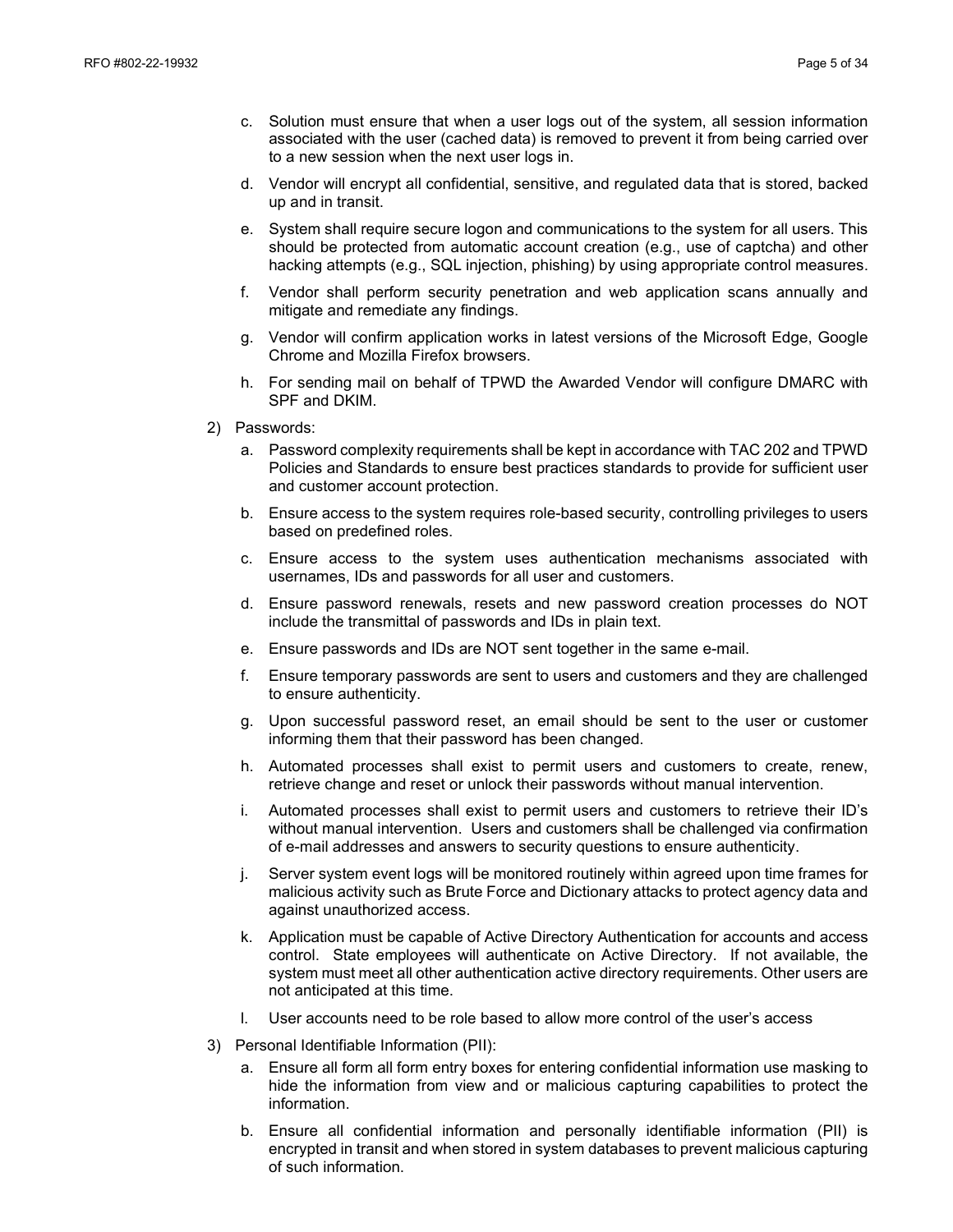c. Solution must ensure that when a user logs out of the system, all session information associated with the user (cached data) is removed to prevent it from being carried over to a new session when the next user logs in.

d. Vendor will encrypt all confidential, sensitive, and regulated data that is stored, backed up and in transit.

e. System shall require secure logon and communications to the system for all users. This should be protected from automatic account creation (e.g., use of captcha) and other hacking attempts (e.g., SQL injection, phishing) by using appropriate control measures.

f. Vendor shall perform security penetration and web application scans annually and mitigate and remediate any findings.

g. Vendor will confirm application works in latest versions of the Microsoft Edge, Google Chrome and Mozilla Firefox browsers.

h. For sending mail on behalf of TPWD the Awarded Vendor will configure DMARC with SPF and DKIM.

2) Passwords:

a. Password complexity requirements shall be kept in accordance with TAC 202 and TPWD Policies and Standards to ensure best practices standards to provide for sufficient user and customer account protection.

b. Ensure access to the system requires role-based security, controlling privileges to users based on predefined roles.

c. Ensure access to the system uses authentication mechanisms associated with usernames, IDs and passwords for all user and customers.

d. Ensure password renewals, resets and new password creation processes do NOT include the transmittal of passwords and IDs in plain text.

e. Ensure passwords and IDs are NOT sent together in the same e-mail.

f. Ensure temporary passwords are sent to users and customers and they are challenged to ensure authenticity.

g. Upon successful password reset, an email should be sent to the user or customer informing them that their password has been changed.

h. Automated processes shall exist to permit users and customers to create, renew, retrieve change and reset or unlock their passwords without manual intervention.

i. Automated processes shall exist to permit users and customers to retrieve their ID's without manual intervention. Users and customers shall be challenged via confirmation of e-mail addresses and answers to security questions to ensure authenticity.

j. Server system event logs will be monitored routinely within agreed upon time frames for malicious activity such as Brute Force and Dictionary attacks to protect agency data and against unauthorized access.

k. Application must be capable of Active Directory Authentication for accounts and access control. State employees will authenticate on Active Directory. If not available, the system must meet all other authentication active directory requirements. Other users are not anticipated at this time.

l. User accounts need to be role based to allow more control of the user's access

3) Personal Identifiable Information (PII):

a. Ensure all form all form entry boxes for entering confidential information use masking to hide the information from view and or malicious capturing capabilities to protect the information.

b. Ensure all confidential information and personally identifiable information (PII) is encrypted in transit and when stored in system databases to prevent malicious capturing of such information.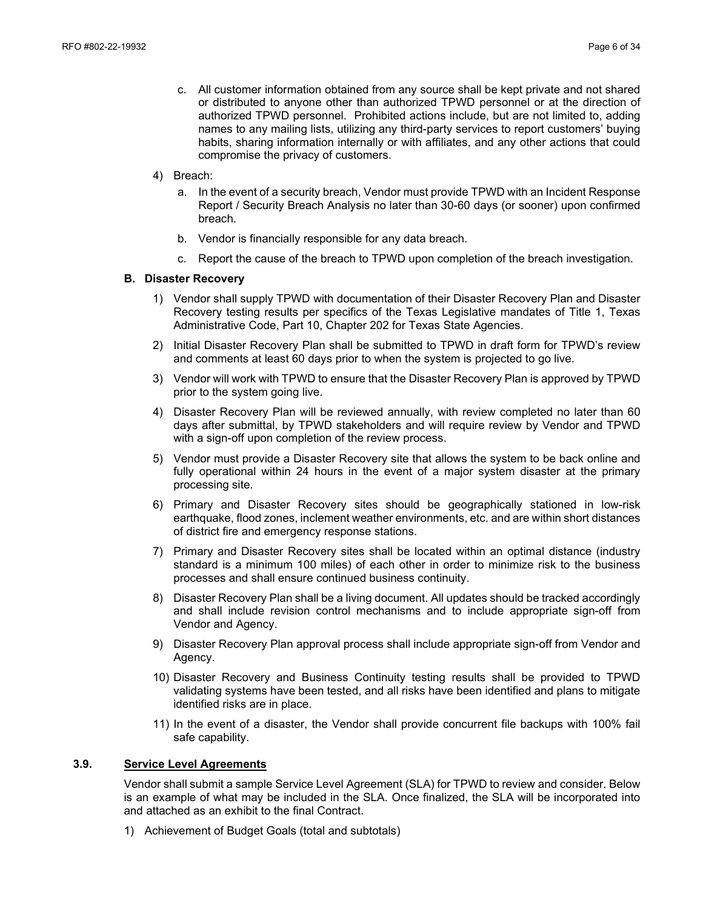c. All customer information obtained from any source shall be kept private and not shared or distributed to anyone other than authorized TPWD personnel or at the direction of authorized TPWD personnel. Prohibited actions include, but are not limited to, adding names to any mailing lists, utilizing any third-party services to report customers' buying habits, sharing information internally or with affiliates, and any other actions that could compromise the privacy of customers.

4) Breach:

   a. In the event of a security breach, Vendor must provide TPWD with an Incident Response Report / Security Breach Analysis no later than 30-60 days (or sooner) upon confirmed breach.

   b. Vendor is financially responsible for any data breach.

   c. Report the cause of the breach to TPWD upon completion of the breach investigation.

**B. Disaster Recovery**

1) Vendor shall supply TPWD with documentation of their Disaster Recovery Plan and Disaster Recovery testing results per specifics of the Texas Legislative mandates of Title 1, Texas Administrative Code, Part 10, Chapter 202 for Texas State Agencies.

2) Initial Disaster Recovery Plan shall be submitted to TPWD in draft form for TPWD's review and comments at least 60 days prior to when the system is projected to go live.

3) Vendor will work with TPWD to ensure that the Disaster Recovery Plan is approved by TPWD prior to the system going live.

4) Disaster Recovery Plan will be reviewed annually, with review completed no later than 60 days after submittal, by TPWD stakeholders and will require review by Vendor and TPWD with a sign-off upon completion of the review process.

5) Vendor must provide a Disaster Recovery site that allows the system to be back online and fully operational within 24 hours in the event of a major system disaster at the primary processing site.

6) Primary and Disaster Recovery sites should be geographically stationed in low-risk earthquake, flood zones, inclement weather environments, etc. and are within short distances of district fire and emergency response stations.

7) Primary and Disaster Recovery sites shall be located within an optimal distance (industry standard is a minimum 100 miles) of each other in order to minimize risk to the business processes and shall ensure continued business continuity.

8) Disaster Recovery Plan shall be a living document. All updates should be tracked accordingly and shall include revision control mechanisms and to include appropriate sign-off from Vendor and Agency.

9) Disaster Recovery Plan approval process shall include appropriate sign-off from Vendor and Agency.

10) Disaster Recovery and Business Continuity testing results shall be provided to TPWD validating systems have been tested, and all risks have been identified and plans to mitigate identified risks are in place.

11) In the event of a disaster, the Vendor shall provide concurrent file backups with 100% fail safe capability.

### 3.9. Service Level Agreements

Vendor shall submit a sample Service Level Agreement (SLA) for TPWD to review and consider. Below is an example of what may be included in the SLA. Once finalized, the SLA will be incorporated into and attached as an exhibit to the final Contract.

1) Achievement of Budget Goals (total and subtotals)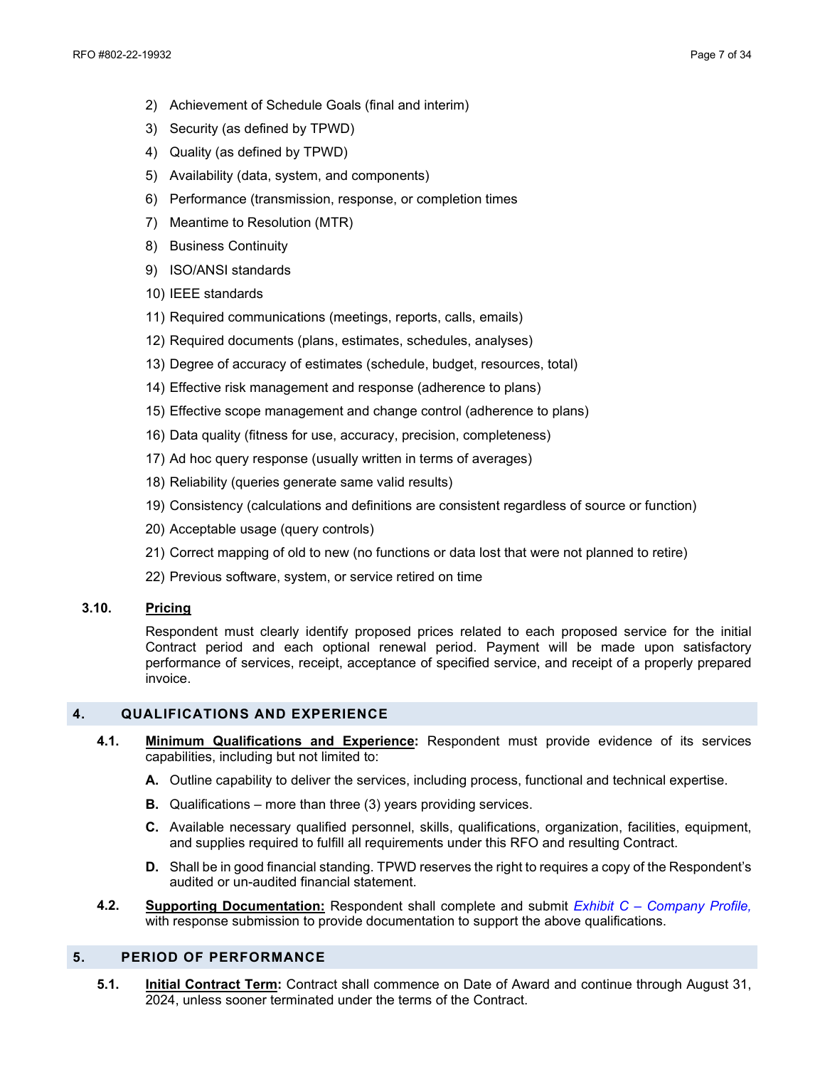2) Achievement of Schedule Goals (final and interim)
3) Security (as defined by TPWD)
4) Quality (as defined by TPWD)
5) Availability (data, system, and components)
6) Performance (transmission, response, or completion times
7) Meantime to Resolution (MTR)
8) Business Continuity
9) ISO/ANSI standards
10) IEEE standards
11) Required communications (meetings, reports, calls, emails)
12) Required documents (plans, estimates, schedules, analyses)
13) Degree of accuracy of estimates (schedule, budget, resources, total)
14) Effective risk management and response (adherence to plans)
15) Effective scope management and change control (adherence to plans)
16) Data quality (fitness for use, accuracy, precision, completeness)
17) Ad hoc query response (usually written in terms of averages)
18) Reliability (queries generate same valid results)
19) Consistency (calculations and definitions are consistent regardless of source or function)
20) Acceptable usage (query controls)
21) Correct mapping of old to new (no functions or data lost that were not planned to retire)
22) Previous software, system, or service retired on time

### 3.10. Pricing

Respondent must clearly identify proposed prices related to each proposed service for the initial Contract period and each optional renewal period. Payment will be made upon satisfactory performance of services, receipt, acceptance of specified service, and receipt of a properly prepared invoice.

## 4. QUALIFICATIONS AND EXPERIENCE

**4.1. Minimum Qualifications and Experience:** Respondent must provide evidence of its services capabilities, including but not limited to:

- **A.** Outline capability to deliver the services, including process, functional and technical expertise.
- **B.** Qualifications – more than three (3) years providing services.
- **C.** Available necessary qualified personnel, skills, qualifications, organization, facilities, equipment, and supplies required to fulfill all requirements under this RFO and resulting Contract.
- **D.** Shall be in good financial standing. TPWD reserves the right to requires a copy of the Respondent's audited or un-audited financial statement.

**4.2. Supporting Documentation:** Respondent shall complete and submit *Exhibit C – Company Profile,* with response submission to provide documentation to support the above qualifications.

## 5. PERIOD OF PERFORMANCE

**5.1. Initial Contract Term:** Contract shall commence on Date of Award and continue through August 31, 2024, unless sooner terminated under the terms of the Contract.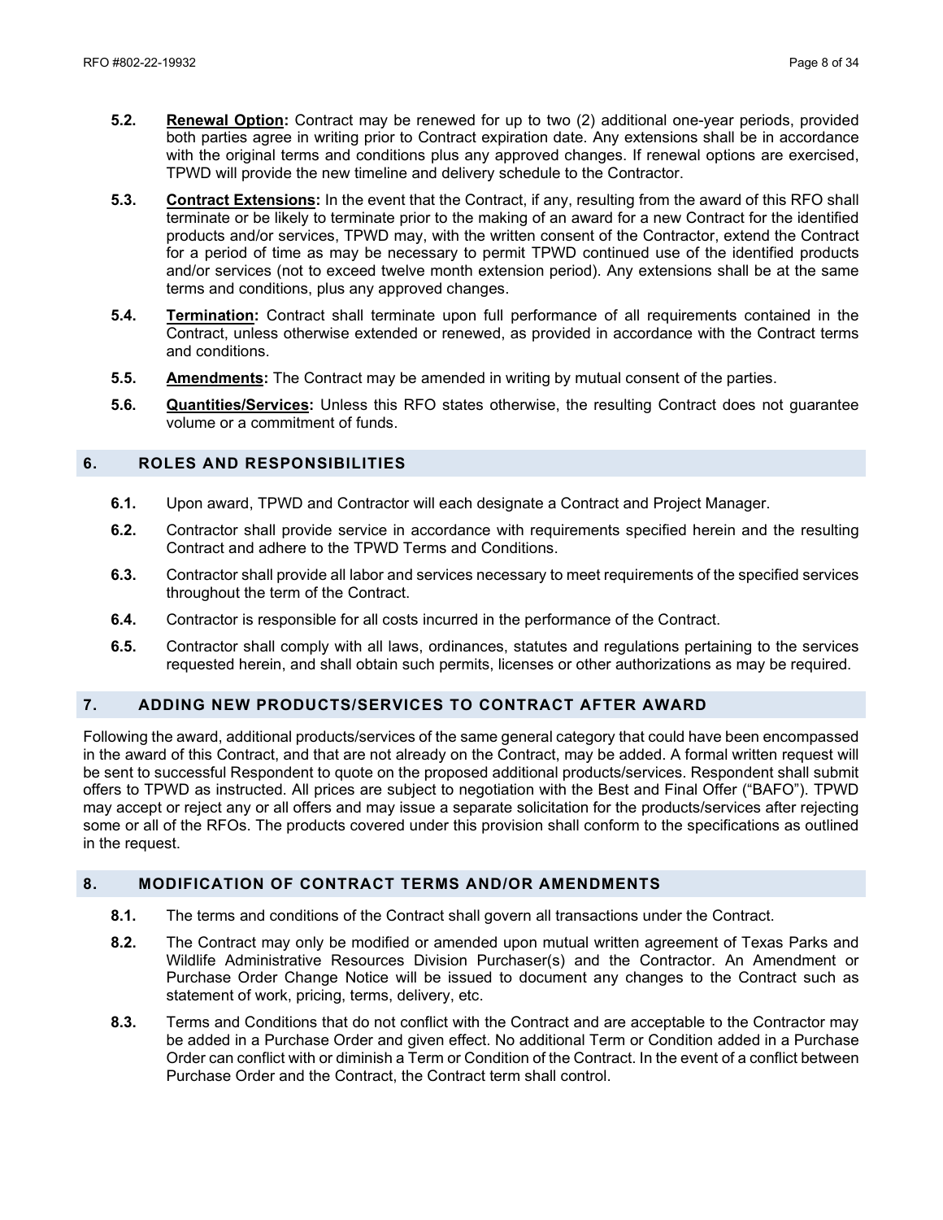**5.2.** **Renewal Option:** Contract may be renewed for up to two (2) additional one-year periods, provided both parties agree in writing prior to Contract expiration date. Any extensions shall be in accordance with the original terms and conditions plus any approved changes. If renewal options are exercised, TPWD will provide the new timeline and delivery schedule to the Contractor.

**5.3.** **Contract Extensions:** In the event that the Contract, if any, resulting from the award of this RFO shall terminate or be likely to terminate prior to the making of an award for a new Contract for the identified products and/or services, TPWD may, with the written consent of the Contractor, extend the Contract for a period of time as may be necessary to permit TPWD continued use of the identified products and/or services (not to exceed twelve month extension period). Any extensions shall be at the same terms and conditions, plus any approved changes.

**5.4.** **Termination:** Contract shall terminate upon full performance of all requirements contained in the Contract, unless otherwise extended or renewed, as provided in accordance with the Contract terms and conditions.

**5.5.** **Amendments:** The Contract may be amended in writing by mutual consent of the parties.

**5.6.** **Quantities/Services:** Unless this RFO states otherwise, the resulting Contract does not guarantee volume or a commitment of funds.

## 6. ROLES AND RESPONSIBILITIES

**6.1.** Upon award, TPWD and Contractor will each designate a Contract and Project Manager.

**6.2.** Contractor shall provide service in accordance with requirements specified herein and the resulting Contract and adhere to the TPWD Terms and Conditions.

**6.3.** Contractor shall provide all labor and services necessary to meet requirements of the specified services throughout the term of the Contract.

**6.4.** Contractor is responsible for all costs incurred in the performance of the Contract.

**6.5.** Contractor shall comply with all laws, ordinances, statutes and regulations pertaining to the services requested herein, and shall obtain such permits, licenses or other authorizations as may be required.

## 7. ADDING NEW PRODUCTS/SERVICES TO CONTRACT AFTER AWARD

Following the award, additional products/services of the same general category that could have been encompassed in the award of this Contract, and that are not already on the Contract, may be added. A formal written request will be sent to successful Respondent to quote on the proposed additional products/services. Respondent shall submit offers to TPWD as instructed. All prices are subject to negotiation with the Best and Final Offer ("BAFO"). TPWD may accept or reject any or all offers and may issue a separate solicitation for the products/services after rejecting some or all of the RFOs. The products covered under this provision shall conform to the specifications as outlined in the request.

## 8. MODIFICATION OF CONTRACT TERMS AND/OR AMENDMENTS

**8.1.** The terms and conditions of the Contract shall govern all transactions under the Contract.

**8.2.** The Contract may only be modified or amended upon mutual written agreement of Texas Parks and Wildlife Administrative Resources Division Purchaser(s) and the Contractor. An Amendment or Purchase Order Change Notice will be issued to document any changes to the Contract such as statement of work, pricing, terms, delivery, etc.

**8.3.** Terms and Conditions that do not conflict with the Contract and are acceptable to the Contractor may be added in a Purchase Order and given effect. No additional Term or Condition added in a Purchase Order can conflict with or diminish a Term or Condition of the Contract. In the event of a conflict between Purchase Order and the Contract, the Contract term shall control.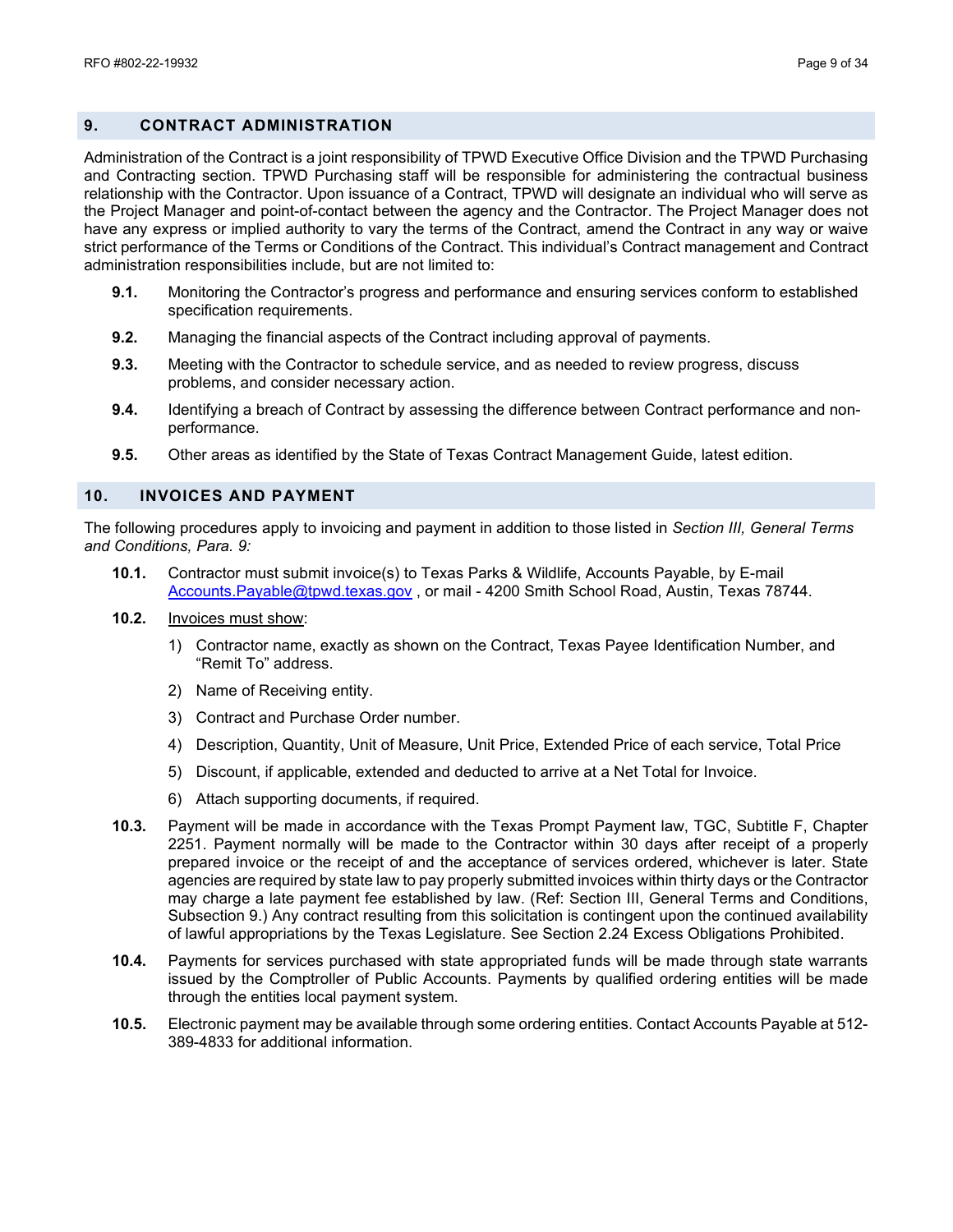## 9. CONTRACT ADMINISTRATION

Administration of the Contract is a joint responsibility of TPWD Executive Office Division and the TPWD Purchasing and Contracting section. TPWD Purchasing staff will be responsible for administering the contractual business relationship with the Contractor. Upon issuance of a Contract, TPWD will designate an individual who will serve as the Project Manager and point-of-contact between the agency and the Contractor. The Project Manager does not have any express or implied authority to vary the terms of the Contract, amend the Contract in any way or waive strict performance of the Terms or Conditions of the Contract. This individual's Contract management and Contract administration responsibilities include, but are not limited to:

**9.1.** Monitoring the Contractor's progress and performance and ensuring services conform to established specification requirements.

**9.2.** Managing the financial aspects of the Contract including approval of payments.

**9.3.** Meeting with the Contractor to schedule service, and as needed to review progress, discuss problems, and consider necessary action.

**9.4.** Identifying a breach of Contract by assessing the difference between Contract performance and non-performance.

**9.5.** Other areas as identified by the State of Texas Contract Management Guide, latest edition.

## 10. INVOICES AND PAYMENT

The following procedures apply to invoicing and payment in addition to those listed in *Section III, General Terms and Conditions, Para. 9:*

**10.1.** Contractor must submit invoice(s) to Texas Parks & Wildlife, Accounts Payable, by E-mail Accounts.Payable@tpwd.texas.gov , or mail - 4200 Smith School Road, Austin, Texas 78744.

**10.2.** Invoices must show:

1) Contractor name, exactly as shown on the Contract, Texas Payee Identification Number, and "Remit To" address.
2) Name of Receiving entity.
3) Contract and Purchase Order number.
4) Description, Quantity, Unit of Measure, Unit Price, Extended Price of each service, Total Price
5) Discount, if applicable, extended and deducted to arrive at a Net Total for Invoice.
6) Attach supporting documents, if required.

**10.3.** Payment will be made in accordance with the Texas Prompt Payment law, TGC, Subtitle F, Chapter 2251. Payment normally will be made to the Contractor within 30 days after receipt of a properly prepared invoice or the receipt of and the acceptance of services ordered, whichever is later. State agencies are required by state law to pay properly submitted invoices within thirty days or the Contractor may charge a late payment fee established by law. (Ref: Section III, General Terms and Conditions, Subsection 9.) Any contract resulting from this solicitation is contingent upon the continued availability of lawful appropriations by the Texas Legislature. See Section 2.24 Excess Obligations Prohibited.

**10.4.** Payments for services purchased with state appropriated funds will be made through state warrants issued by the Comptroller of Public Accounts. Payments by qualified ordering entities will be made through the entities local payment system.

**10.5.** Electronic payment may be available through some ordering entities. Contact Accounts Payable at 512-389-4833 for additional information.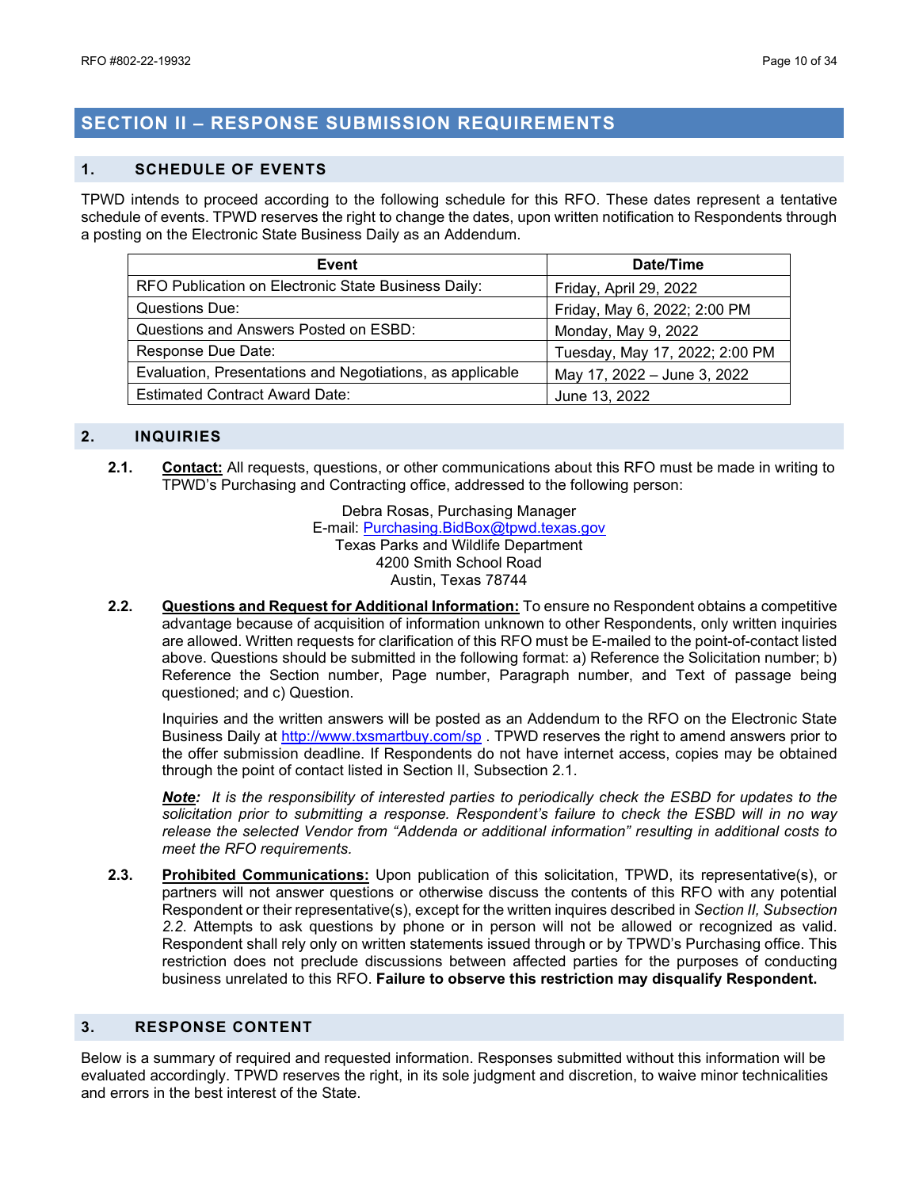## SECTION II – RESPONSE SUBMISSION REQUIREMENTS

### 1. SCHEDULE OF EVENTS

TPWD intends to proceed according to the following schedule for this RFO. These dates represent a tentative schedule of events. TPWD reserves the right to change the dates, upon written notification to Respondents through a posting on the Electronic State Business Daily as an Addendum.

| Event | Date/Time |
|---|---|
| RFO Publication on Electronic State Business Daily: | Friday, April 29, 2022 |
| Questions Due: | Friday, May 6, 2022; 2:00 PM |
| Questions and Answers Posted on ESBD: | Monday, May 9, 2022 |
| Response Due Date: | Tuesday, May 17, 2022; 2:00 PM |
| Evaluation, Presentations and Negotiations, as applicable | May 17, 2022 – June 3, 2022 |
| Estimated Contract Award Date: | June 13, 2022 |

### 2. INQUIRIES

**2.1.** **Contact:** All requests, questions, or other communications about this RFO must be made in writing to TPWD's Purchasing and Contracting office, addressed to the following person:

Debra Rosas, Purchasing Manager
E-mail: Purchasing.BidBox@tpwd.texas.gov
Texas Parks and Wildlife Department
4200 Smith School Road
Austin, Texas 78744

**2.2.** **Questions and Request for Additional Information:** To ensure no Respondent obtains a competitive advantage because of acquisition of information unknown to other Respondents, only written inquiries are allowed. Written requests for clarification of this RFO must be E-mailed to the point-of-contact listed above. Questions should be submitted in the following format: a) Reference the Solicitation number; b) Reference the Section number, Page number, Paragraph number, and Text of passage being questioned; and c) Question.

Inquiries and the written answers will be posted as an Addendum to the RFO on the Electronic State Business Daily at http://www.txsmartbuy.com/sp . TPWD reserves the right to amend answers prior to the offer submission deadline. If Respondents do not have internet access, copies may be obtained through the point of contact listed in Section II, Subsection 2.1.

***Note:*** *It is the responsibility of interested parties to periodically check the ESBD for updates to the solicitation prior to submitting a response. Respondent's failure to check the ESBD will in no way release the selected Vendor from "Addenda or additional information" resulting in additional costs to meet the RFO requirements.*

**2.3.** **Prohibited Communications:** Upon publication of this solicitation, TPWD, its representative(s), or partners will not answer questions or otherwise discuss the contents of this RFO with any potential Respondent or their representative(s), except for the written inquires described in *Section II, Subsection 2.2.* Attempts to ask questions by phone or in person will not be allowed or recognized as valid. Respondent shall rely only on written statements issued through or by TPWD's Purchasing office. This restriction does not preclude discussions between affected parties for the purposes of conducting business unrelated to this RFO. **Failure to observe this restriction may disqualify Respondent.**

### 3. RESPONSE CONTENT

Below is a summary of required and requested information. Responses submitted without this information will be evaluated accordingly. TPWD reserves the right, in its sole judgment and discretion, to waive minor technicalities and errors in the best interest of the State.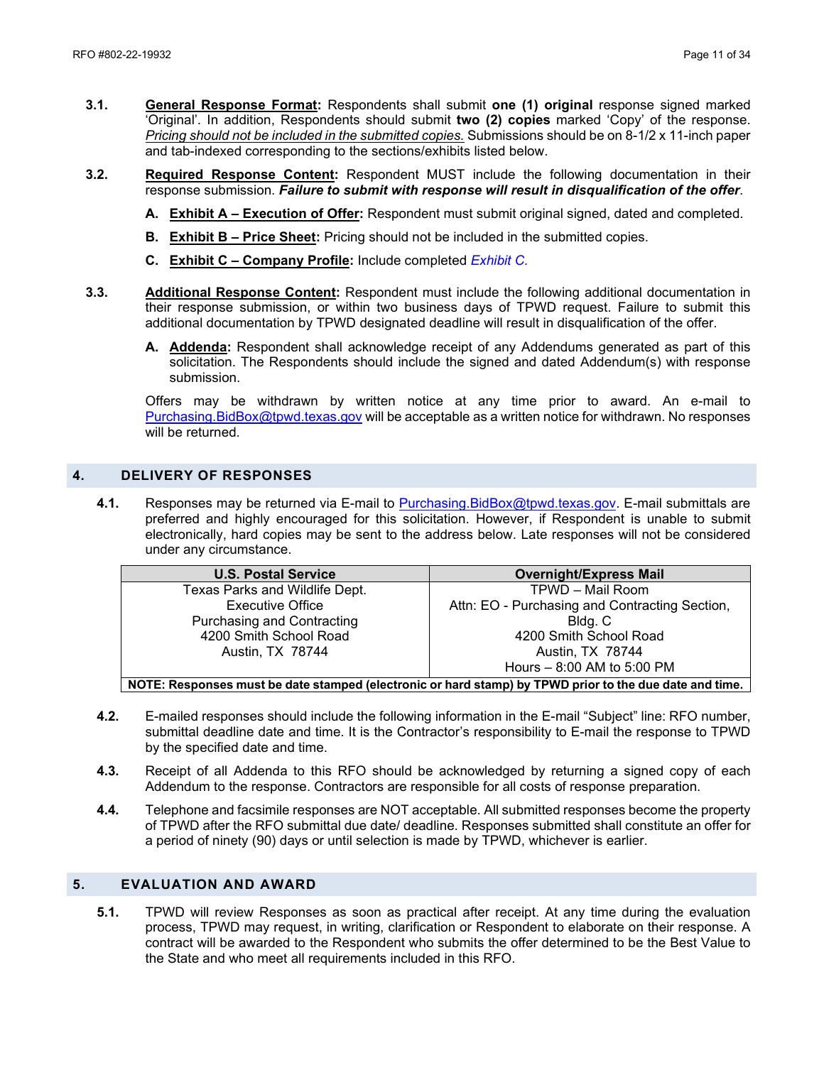**3.1.** **General Response Format:** Respondents shall submit **one (1) original** response signed marked 'Original'. In addition, Respondents should submit **two (2) copies** marked 'Copy' of the response. *Pricing should not be included in the submitted copies.* Submissions should be on 8-1/2 x 11-inch paper and tab-indexed corresponding to the sections/exhibits listed below.

**3.2.** **Required Response Content:** Respondent MUST include the following documentation in their response submission. ***Failure to submit with response will result in disqualification of the offer***.

- **A.** **Exhibit A – Execution of Offer:** Respondent must submit original signed, dated and completed.
- **B.** **Exhibit B – Price Sheet:** Pricing should not be included in the submitted copies.
- **C.** **Exhibit C – Company Profile:** Include completed *Exhibit C.*

**3.3.** **Additional Response Content:** Respondent must include the following additional documentation in their response submission, or within two business days of TPWD request. Failure to submit this additional documentation by TPWD designated deadline will result in disqualification of the offer.

- **A.** **Addenda:** Respondent shall acknowledge receipt of any Addendums generated as part of this solicitation. The Respondents should include the signed and dated Addendum(s) with response submission.

Offers may be withdrawn by written notice at any time prior to award. An e-mail to Purchasing.BidBox@tpwd.texas.gov will be acceptable as a written notice for withdrawn. No responses will be returned.

## 4. DELIVERY OF RESPONSES

**4.1.** Responses may be returned via E-mail to Purchasing.BidBox@tpwd.texas.gov. E-mail submittals are preferred and highly encouraged for this solicitation. However, if Respondent is unable to submit electronically, hard copies may be sent to the address below. Late responses will not be considered under any circumstance.

| U.S. Postal Service | Overnight/Express Mail |
|---|---|
| Texas Parks and Wildlife Dept.<br>Executive Office<br>Purchasing and Contracting<br>4200 Smith School Road<br>Austin, TX 78744 | TPWD – Mail Room<br>Attn: EO - Purchasing and Contracting Section, Bldg. C<br>4200 Smith School Road<br>Austin, TX 78744<br>Hours – 8:00 AM to 5:00 PM |
| **NOTE: Responses must be date stamped (electronic or hard stamp) by TPWD prior to the due date and time.** | |

**4.2.** E-mailed responses should include the following information in the E-mail "Subject" line: RFO number, submittal deadline date and time. It is the Contractor's responsibility to E-mail the response to TPWD by the specified date and time.

**4.3.** Receipt of all Addenda to this RFO should be acknowledged by returning a signed copy of each Addendum to the response. Contractors are responsible for all costs of response preparation.

**4.4.** Telephone and facsimile responses are NOT acceptable. All submitted responses become the property of TPWD after the RFO submittal due date/ deadline. Responses submitted shall constitute an offer for a period of ninety (90) days or until selection is made by TPWD, whichever is earlier.

## 5. EVALUATION AND AWARD

**5.1.** TPWD will review Responses as soon as practical after receipt. At any time during the evaluation process, TPWD may request, in writing, clarification or Respondent to elaborate on their response. A contract will be awarded to the Respondent who submits the offer determined to be the Best Value to the State and who meet all requirements included in this RFO.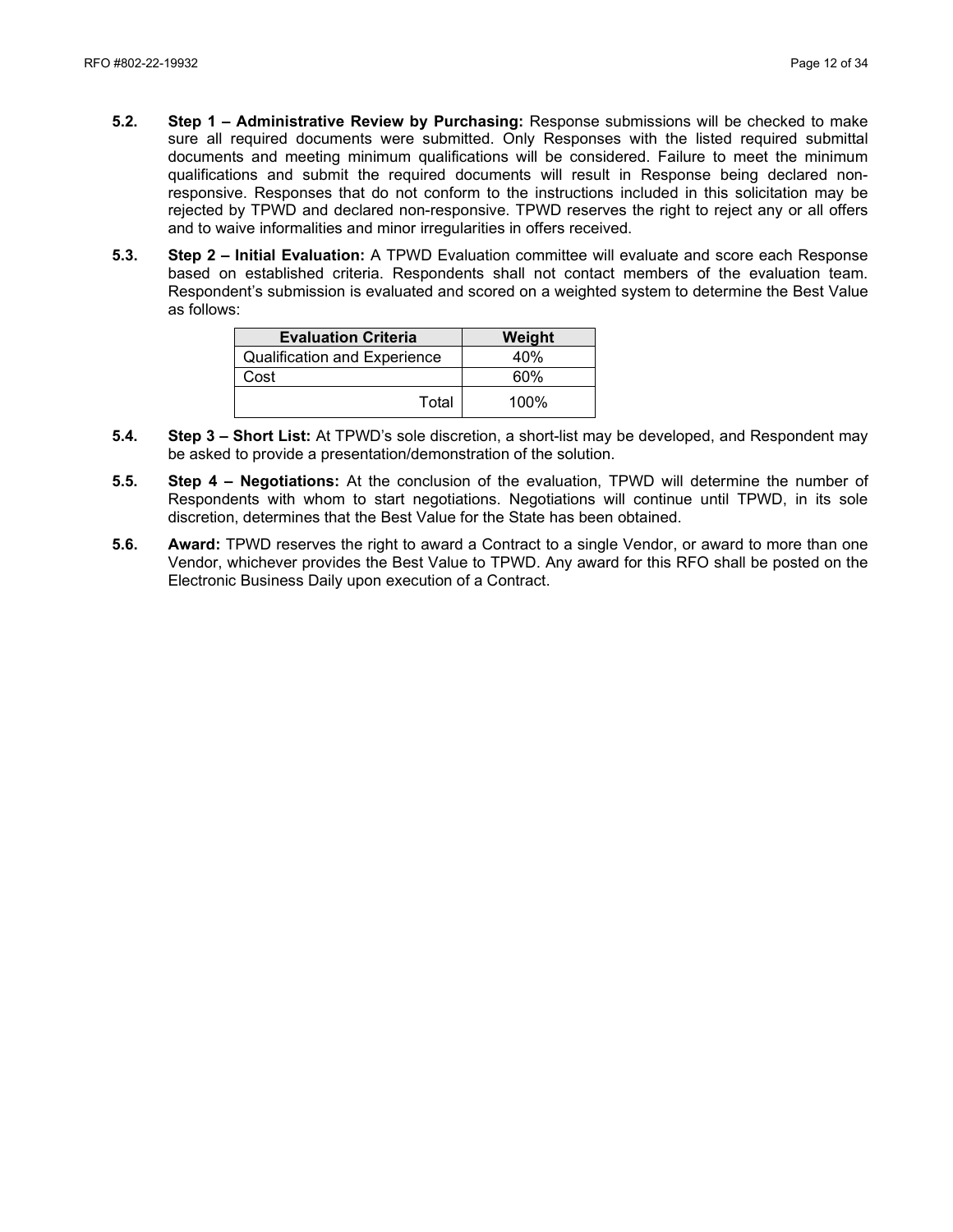**5.2. Step 1 – Administrative Review by Purchasing:** Response submissions will be checked to make sure all required documents were submitted. Only Responses with the listed required submittal documents and meeting minimum qualifications will be considered. Failure to meet the minimum qualifications and submit the required documents will result in Response being declared non-responsive. Responses that do not conform to the instructions included in this solicitation may be rejected by TPWD and declared non-responsive. TPWD reserves the right to reject any or all offers and to waive informalities and minor irregularities in offers received.

**5.3. Step 2 – Initial Evaluation:** A TPWD Evaluation committee will evaluate and score each Response based on established criteria. Respondents shall not contact members of the evaluation team. Respondent's submission is evaluated and scored on a weighted system to determine the Best Value as follows:

| Evaluation Criteria | Weight |
|---|---|
| Qualification and Experience | 40% |
| Cost | 60% |
| Total | 100% |

**5.4. Step 3 – Short List:** At TPWD's sole discretion, a short-list may be developed, and Respondent may be asked to provide a presentation/demonstration of the solution.

**5.5. Step 4 – Negotiations:** At the conclusion of the evaluation, TPWD will determine the number of Respondents with whom to start negotiations. Negotiations will continue until TPWD, in its sole discretion, determines that the Best Value for the State has been obtained.

**5.6. Award:** TPWD reserves the right to award a Contract to a single Vendor, or award to more than one Vendor, whichever provides the Best Value to TPWD. Any award for this RFO shall be posted on the Electronic Business Daily upon execution of a Contract.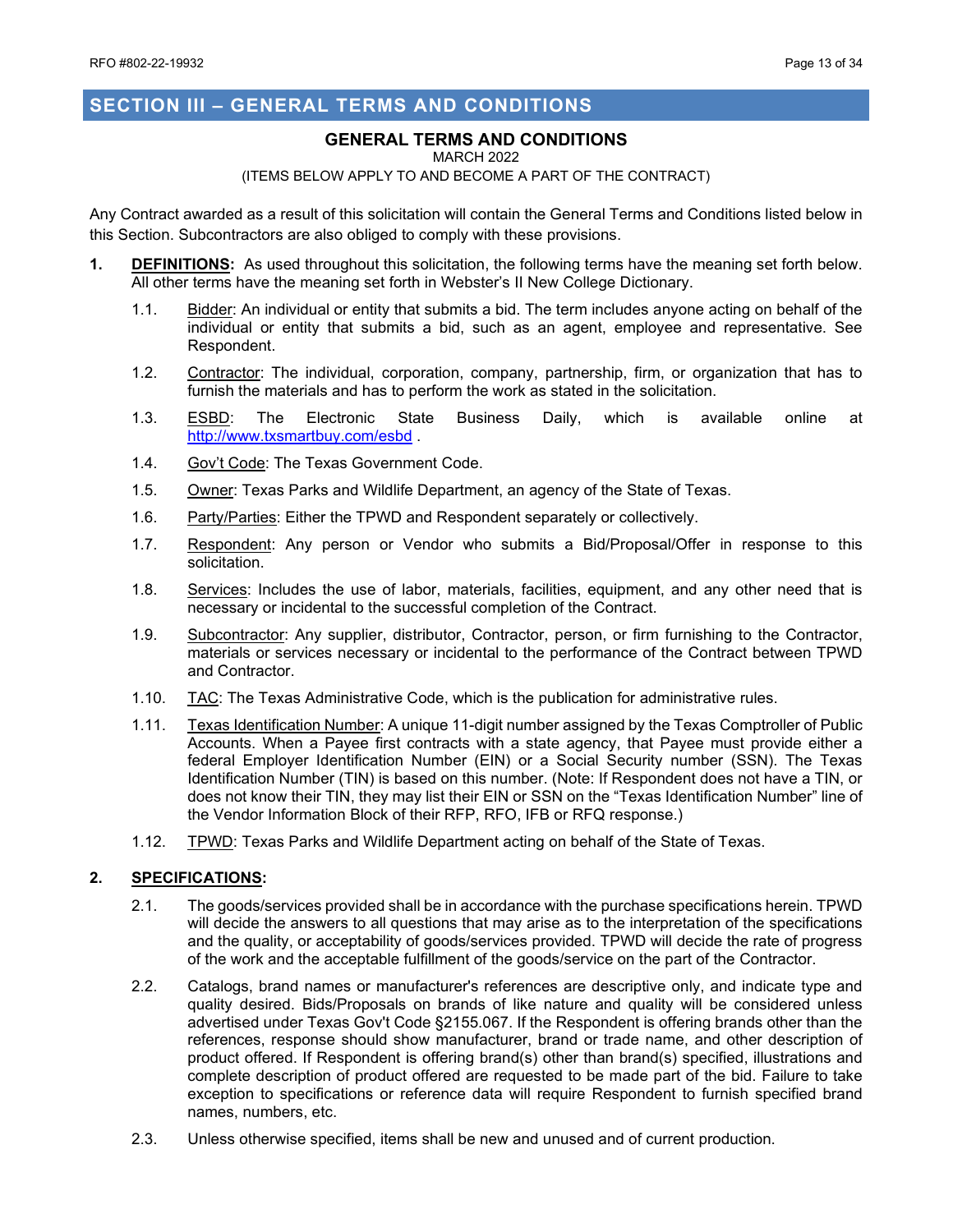## SECTION III – GENERAL TERMS AND CONDITIONS

### GENERAL TERMS AND CONDITIONS

MARCH 2022

(ITEMS BELOW APPLY TO AND BECOME A PART OF THE CONTRACT)

Any Contract awarded as a result of this solicitation will contain the General Terms and Conditions listed below in this Section. Subcontractors are also obliged to comply with these provisions.

**1. DEFINITIONS:** As used throughout this solicitation, the following terms have the meaning set forth below. All other terms have the meaning set forth in Webster's II New College Dictionary.

1.1. Bidder: An individual or entity that submits a bid. The term includes anyone acting on behalf of the individual or entity that submits a bid, such as an agent, employee and representative. See Respondent.

1.2. Contractor: The individual, corporation, company, partnership, firm, or organization that has to furnish the materials and has to perform the work as stated in the solicitation.

1.3. ESBD: The Electronic State Business Daily, which is available online at http://www.txsmartbuy.com/esbd .

1.4. Gov't Code: The Texas Government Code.

1.5. Owner: Texas Parks and Wildlife Department, an agency of the State of Texas.

1.6. Party/Parties: Either the TPWD and Respondent separately or collectively.

1.7. Respondent: Any person or Vendor who submits a Bid/Proposal/Offer in response to this solicitation.

1.8. Services: Includes the use of labor, materials, facilities, equipment, and any other need that is necessary or incidental to the successful completion of the Contract.

1.9. Subcontractor: Any supplier, distributor, Contractor, person, or firm furnishing to the Contractor, materials or services necessary or incidental to the performance of the Contract between TPWD and Contractor.

1.10. TAC: The Texas Administrative Code, which is the publication for administrative rules.

1.11. Texas Identification Number: A unique 11-digit number assigned by the Texas Comptroller of Public Accounts. When a Payee first contracts with a state agency, that Payee must provide either a federal Employer Identification Number (EIN) or a Social Security number (SSN). The Texas Identification Number (TIN) is based on this number. (Note: If Respondent does not have a TIN, or does not know their TIN, they may list their EIN or SSN on the "Texas Identification Number" line of the Vendor Information Block of their RFP, RFO, IFB or RFQ response.)

1.12. TPWD: Texas Parks and Wildlife Department acting on behalf of the State of Texas.

**2. SPECIFICATIONS:**

2.1. The goods/services provided shall be in accordance with the purchase specifications herein. TPWD will decide the answers to all questions that may arise as to the interpretation of the specifications and the quality, or acceptability of goods/services provided. TPWD will decide the rate of progress of the work and the acceptable fulfillment of the goods/service on the part of the Contractor.

2.2. Catalogs, brand names or manufacturer's references are descriptive only, and indicate type and quality desired. Bids/Proposals on brands of like nature and quality will be considered unless advertised under Texas Gov't Code §2155.067. If the Respondent is offering brands other than the references, response should show manufacturer, brand or trade name, and other description of product offered. If Respondent is offering brand(s) other than brand(s) specified, illustrations and complete description of product offered are requested to be made part of the bid. Failure to take exception to specifications or reference data will require Respondent to furnish specified brand names, numbers, etc.

2.3. Unless otherwise specified, items shall be new and unused and of current production.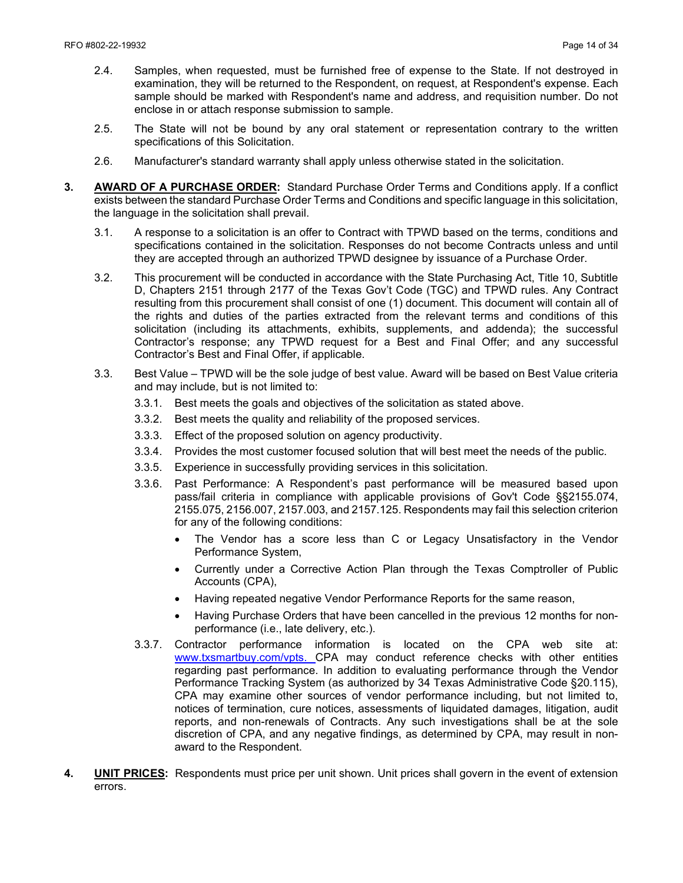2.4. Samples, when requested, must be furnished free of expense to the State. If not destroyed in examination, they will be returned to the Respondent, on request, at Respondent's expense. Each sample should be marked with Respondent's name and address, and requisition number. Do not enclose in or attach response submission to sample.

2.5. The State will not be bound by any oral statement or representation contrary to the written specifications of this Solicitation.

2.6. Manufacturer's standard warranty shall apply unless otherwise stated in the solicitation.

**3. AWARD OF A PURCHASE ORDER:** Standard Purchase Order Terms and Conditions apply. If a conflict exists between the standard Purchase Order Terms and Conditions and specific language in this solicitation, the language in the solicitation shall prevail.

3.1. A response to a solicitation is an offer to Contract with TPWD based on the terms, conditions and specifications contained in the solicitation. Responses do not become Contracts unless and until they are accepted through an authorized TPWD designee by issuance of a Purchase Order.

3.2. This procurement will be conducted in accordance with the State Purchasing Act, Title 10, Subtitle D, Chapters 2151 through 2177 of the Texas Gov't Code (TGC) and TPWD rules. Any Contract resulting from this procurement shall consist of one (1) document. This document will contain all of the rights and duties of the parties extracted from the relevant terms and conditions of this solicitation (including its attachments, exhibits, supplements, and addenda); the successful Contractor's response; any TPWD request for a Best and Final Offer; and any successful Contractor's Best and Final Offer, if applicable.

3.3. Best Value – TPWD will be the sole judge of best value. Award will be based on Best Value criteria and may include, but is not limited to:

3.3.1. Best meets the goals and objectives of the solicitation as stated above.

3.3.2. Best meets the quality and reliability of the proposed services.

3.3.3. Effect of the proposed solution on agency productivity.

3.3.4. Provides the most customer focused solution that will best meet the needs of the public.

3.3.5. Experience in successfully providing services in this solicitation.

3.3.6. Past Performance: A Respondent's past performance will be measured based upon pass/fail criteria in compliance with applicable provisions of Gov't Code §§2155.074, 2155.075, 2156.007, 2157.003, and 2157.125. Respondents may fail this selection criterion for any of the following conditions:

- The Vendor has a score less than C or Legacy Unsatisfactory in the Vendor Performance System,
- Currently under a Corrective Action Plan through the Texas Comptroller of Public Accounts (CPA),
- Having repeated negative Vendor Performance Reports for the same reason,
- Having Purchase Orders that have been cancelled in the previous 12 months for non-performance (i.e., late delivery, etc.).

3.3.7. Contractor performance information is located on the CPA web site at: www.txsmartbuy.com/vpts. CPA may conduct reference checks with other entities regarding past performance. In addition to evaluating performance through the Vendor Performance Tracking System (as authorized by 34 Texas Administrative Code §20.115), CPA may examine other sources of vendor performance including, but not limited to, notices of termination, cure notices, assessments of liquidated damages, litigation, audit reports, and non-renewals of Contracts. Any such investigations shall be at the sole discretion of CPA, and any negative findings, as determined by CPA, may result in non-award to the Respondent.

**4. UNIT PRICES:** Respondents must price per unit shown. Unit prices shall govern in the event of extension errors.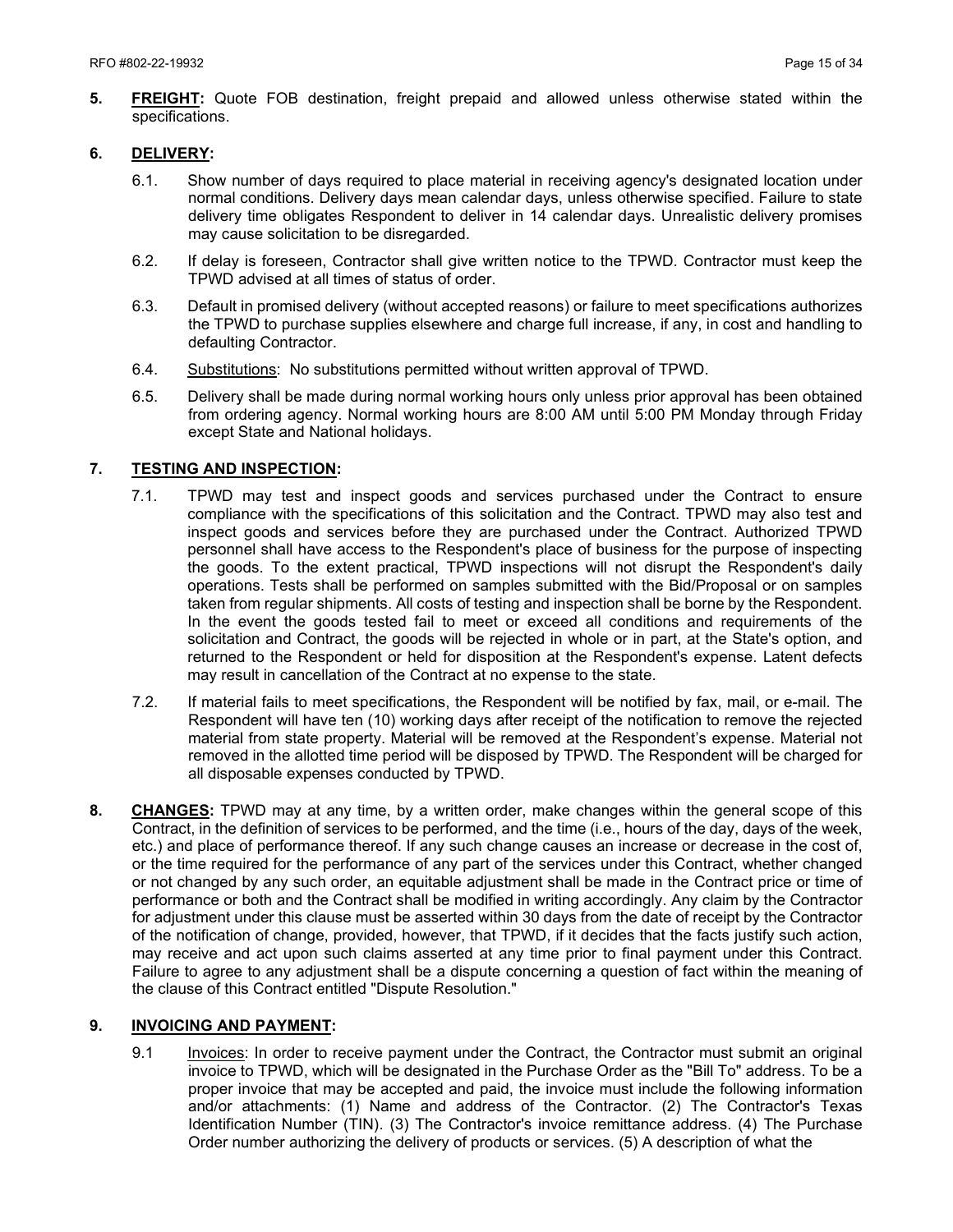**5. FREIGHT:** Quote FOB destination, freight prepaid and allowed unless otherwise stated within the specifications.

**6. DELIVERY:**

6.1. Show number of days required to place material in receiving agency's designated location under normal conditions. Delivery days mean calendar days, unless otherwise specified. Failure to state delivery time obligates Respondent to deliver in 14 calendar days. Unrealistic delivery promises may cause solicitation to be disregarded.

6.2. If delay is foreseen, Contractor shall give written notice to the TPWD. Contractor must keep the TPWD advised at all times of status of order.

6.3. Default in promised delivery (without accepted reasons) or failure to meet specifications authorizes the TPWD to purchase supplies elsewhere and charge full increase, if any, in cost and handling to defaulting Contractor.

6.4. Substitutions: No substitutions permitted without written approval of TPWD.

6.5. Delivery shall be made during normal working hours only unless prior approval has been obtained from ordering agency. Normal working hours are 8:00 AM until 5:00 PM Monday through Friday except State and National holidays.

**7. TESTING AND INSPECTION:**

7.1. TPWD may test and inspect goods and services purchased under the Contract to ensure compliance with the specifications of this solicitation and the Contract. TPWD may also test and inspect goods and services before they are purchased under the Contract. Authorized TPWD personnel shall have access to the Respondent's place of business for the purpose of inspecting the goods. To the extent practical, TPWD inspections will not disrupt the Respondent's daily operations. Tests shall be performed on samples submitted with the Bid/Proposal or on samples taken from regular shipments. All costs of testing and inspection shall be borne by the Respondent. In the event the goods tested fail to meet or exceed all conditions and requirements of the solicitation and Contract, the goods will be rejected in whole or in part, at the State's option, and returned to the Respondent or held for disposition at the Respondent's expense. Latent defects may result in cancellation of the Contract at no expense to the state.

7.2. If material fails to meet specifications, the Respondent will be notified by fax, mail, or e-mail. The Respondent will have ten (10) working days after receipt of the notification to remove the rejected material from state property. Material will be removed at the Respondent's expense. Material not removed in the allotted time period will be disposed by TPWD. The Respondent will be charged for all disposable expenses conducted by TPWD.

**8. CHANGES:** TPWD may at any time, by a written order, make changes within the general scope of this Contract, in the definition of services to be performed, and the time (i.e., hours of the day, days of the week, etc.) and place of performance thereof. If any such change causes an increase or decrease in the cost of, or the time required for the performance of any part of the services under this Contract, whether changed or not changed by any such order, an equitable adjustment shall be made in the Contract price or time of performance or both and the Contract shall be modified in writing accordingly. Any claim by the Contractor for adjustment under this clause must be asserted within 30 days from the date of receipt by the Contractor of the notification of change, provided, however, that TPWD, if it decides that the facts justify such action, may receive and act upon such claims asserted at any time prior to final payment under this Contract. Failure to agree to any adjustment shall be a dispute concerning a question of fact within the meaning of the clause of this Contract entitled "Dispute Resolution."

**9. INVOICING AND PAYMENT:**

9.1 Invoices: In order to receive payment under the Contract, the Contractor must submit an original invoice to TPWD, which will be designated in the Purchase Order as the "Bill To" address. To be a proper invoice that may be accepted and paid, the invoice must include the following information and/or attachments: (1) Name and address of the Contractor. (2) The Contractor's Texas Identification Number (TIN). (3) The Contractor's invoice remittance address. (4) The Purchase Order number authorizing the delivery of products or services. (5) A description of what the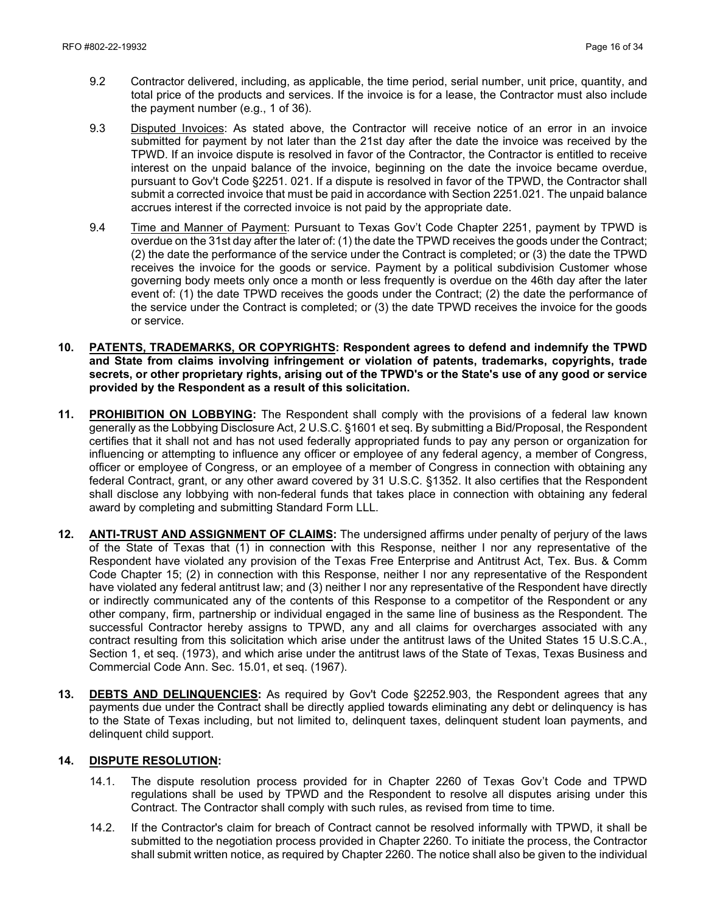9.2 Contractor delivered, including, as applicable, the time period, serial number, unit price, quantity, and total price of the products and services. If the invoice is for a lease, the Contractor must also include the payment number (e.g., 1 of 36).

9.3 Disputed Invoices: As stated above, the Contractor will receive notice of an error in an invoice submitted for payment by not later than the 21st day after the date the invoice was received by the TPWD. If an invoice dispute is resolved in favor of the Contractor, the Contractor is entitled to receive interest on the unpaid balance of the invoice, beginning on the date the invoice became overdue, pursuant to Gov't Code §2251. 021. If a dispute is resolved in favor of the TPWD, the Contractor shall submit a corrected invoice that must be paid in accordance with Section 2251.021. The unpaid balance accrues interest if the corrected invoice is not paid by the appropriate date.

9.4 Time and Manner of Payment: Pursuant to Texas Gov't Code Chapter 2251, payment by TPWD is overdue on the 31st day after the later of: (1) the date the TPWD receives the goods under the Contract; (2) the date the performance of the service under the Contract is completed; or (3) the date the TPWD receives the invoice for the goods or service. Payment by a political subdivision Customer whose governing body meets only once a month or less frequently is overdue on the 46th day after the later event of: (1) the date TPWD receives the goods under the Contract; (2) the date the performance of the service under the Contract is completed; or (3) the date TPWD receives the invoice for the goods or service.

**10. PATENTS, TRADEMARKS, OR COPYRIGHTS: Respondent agrees to defend and indemnify the TPWD and State from claims involving infringement or violation of patents, trademarks, copyrights, trade secrets, or other proprietary rights, arising out of the TPWD's or the State's use of any good or service provided by the Respondent as a result of this solicitation.**

**11. PROHIBITION ON LOBBYING:** The Respondent shall comply with the provisions of a federal law known generally as the Lobbying Disclosure Act, 2 U.S.C. §1601 et seq. By submitting a Bid/Proposal, the Respondent certifies that it shall not and has not used federally appropriated funds to pay any person or organization for influencing or attempting to influence any officer or employee of any federal agency, a member of Congress, officer or employee of Congress, or an employee of a member of Congress in connection with obtaining any federal Contract, grant, or any other award covered by 31 U.S.C. §1352. It also certifies that the Respondent shall disclose any lobbying with non-federal funds that takes place in connection with obtaining any federal award by completing and submitting Standard Form LLL.

**12. ANTI-TRUST AND ASSIGNMENT OF CLAIMS:** The undersigned affirms under penalty of perjury of the laws of the State of Texas that (1) in connection with this Response, neither I nor any representative of the Respondent have violated any provision of the Texas Free Enterprise and Antitrust Act, Tex. Bus. & Comm Code Chapter 15; (2) in connection with this Response, neither I nor any representative of the Respondent have violated any federal antitrust law; and (3) neither I nor any representative of the Respondent have directly or indirectly communicated any of the contents of this Response to a competitor of the Respondent or any other company, firm, partnership or individual engaged in the same line of business as the Respondent. The successful Contractor hereby assigns to TPWD, any and all claims for overcharges associated with any contract resulting from this solicitation which arise under the antitrust laws of the United States 15 U.S.C.A., Section 1, et seq. (1973), and which arise under the antitrust laws of the State of Texas, Texas Business and Commercial Code Ann. Sec. 15.01, et seq. (1967).

**13. DEBTS AND DELINQUENCIES:** As required by Gov't Code §2252.903, the Respondent agrees that any payments due under the Contract shall be directly applied towards eliminating any debt or delinquency is has to the State of Texas including, but not limited to, delinquent taxes, delinquent student loan payments, and delinquent child support.

**14. DISPUTE RESOLUTION:**

14.1. The dispute resolution process provided for in Chapter 2260 of Texas Gov't Code and TPWD regulations shall be used by TPWD and the Respondent to resolve all disputes arising under this Contract. The Contractor shall comply with such rules, as revised from time to time.

14.2. If the Contractor's claim for breach of Contract cannot be resolved informally with TPWD, it shall be submitted to the negotiation process provided in Chapter 2260. To initiate the process, the Contractor shall submit written notice, as required by Chapter 2260. The notice shall also be given to the individual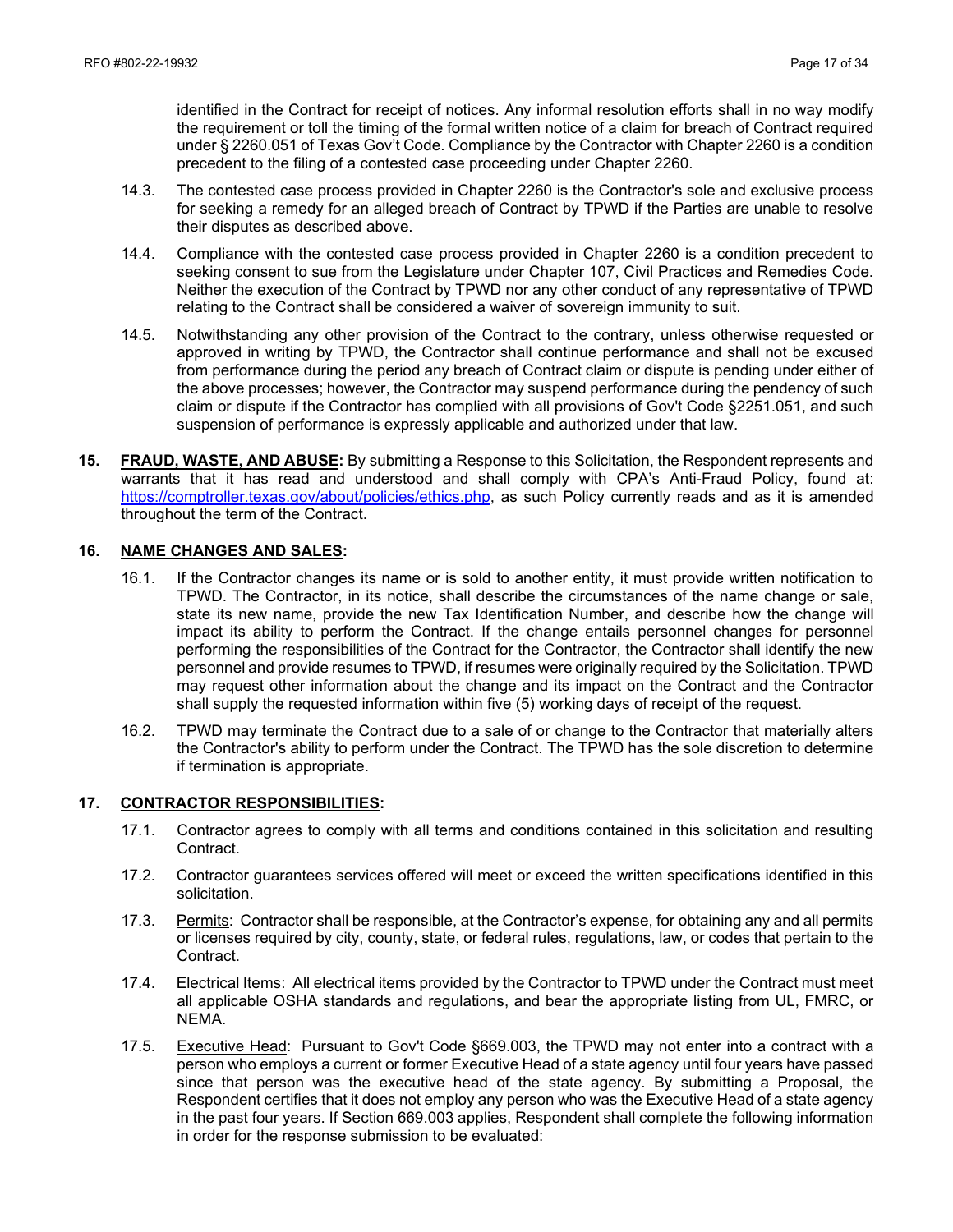identified in the Contract for receipt of notices. Any informal resolution efforts shall in no way modify the requirement or toll the timing of the formal written notice of a claim for breach of Contract required under § 2260.051 of Texas Gov't Code. Compliance by the Contractor with Chapter 2260 is a condition precedent to the filing of a contested case proceeding under Chapter 2260.

14.3. The contested case process provided in Chapter 2260 is the Contractor's sole and exclusive process for seeking a remedy for an alleged breach of Contract by TPWD if the Parties are unable to resolve their disputes as described above.

14.4. Compliance with the contested case process provided in Chapter 2260 is a condition precedent to seeking consent to sue from the Legislature under Chapter 107, Civil Practices and Remedies Code. Neither the execution of the Contract by TPWD nor any other conduct of any representative of TPWD relating to the Contract shall be considered a waiver of sovereign immunity to suit.

14.5. Notwithstanding any other provision of the Contract to the contrary, unless otherwise requested or approved in writing by TPWD, the Contractor shall continue performance and shall not be excused from performance during the period any breach of Contract claim or dispute is pending under either of the above processes; however, the Contractor may suspend performance during the pendency of such claim or dispute if the Contractor has complied with all provisions of Gov't Code §2251.051, and such suspension of performance is expressly applicable and authorized under that law.

**15. <u>FRAUD, WASTE, AND ABUSE</u>:** By submitting a Response to this Solicitation, the Respondent represents and warrants that it has read and understood and shall comply with CPA's Anti-Fraud Policy, found at: https://comptroller.texas.gov/about/policies/ethics.php, as such Policy currently reads and as it is amended throughout the term of the Contract.

**16. <u>NAME CHANGES AND SALES</u>:**

16.1. If the Contractor changes its name or is sold to another entity, it must provide written notification to TPWD. The Contractor, in its notice, shall describe the circumstances of the name change or sale, state its new name, provide the new Tax Identification Number, and describe how the change will impact its ability to perform the Contract. If the change entails personnel changes for personnel performing the responsibilities of the Contract for the Contractor, the Contractor shall identify the new personnel and provide resumes to TPWD, if resumes were originally required by the Solicitation. TPWD may request other information about the change and its impact on the Contract and the Contractor shall supply the requested information within five (5) working days of receipt of the request.

16.2. TPWD may terminate the Contract due to a sale of or change to the Contractor that materially alters the Contractor's ability to perform under the Contract. The TPWD has the sole discretion to determine if termination is appropriate.

**17. <u>CONTRACTOR RESPONSIBILITIES</u>:**

17.1. Contractor agrees to comply with all terms and conditions contained in this solicitation and resulting Contract.

17.2. Contractor guarantees services offered will meet or exceed the written specifications identified in this solicitation.

17.3. <u>Permits</u>: Contractor shall be responsible, at the Contractor's expense, for obtaining any and all permits or licenses required by city, county, state, or federal rules, regulations, law, or codes that pertain to the Contract.

17.4. <u>Electrical Items</u>: All electrical items provided by the Contractor to TPWD under the Contract must meet all applicable OSHA standards and regulations, and bear the appropriate listing from UL, FMRC, or NEMA.

17.5. <u>Executive Head</u>: Pursuant to Gov't Code §669.003, the TPWD may not enter into a contract with a person who employs a current or former Executive Head of a state agency until four years have passed since that person was the executive head of the state agency. By submitting a Proposal, the Respondent certifies that it does not employ any person who was the Executive Head of a state agency in the past four years. If Section 669.003 applies, Respondent shall complete the following information in order for the response submission to be evaluated: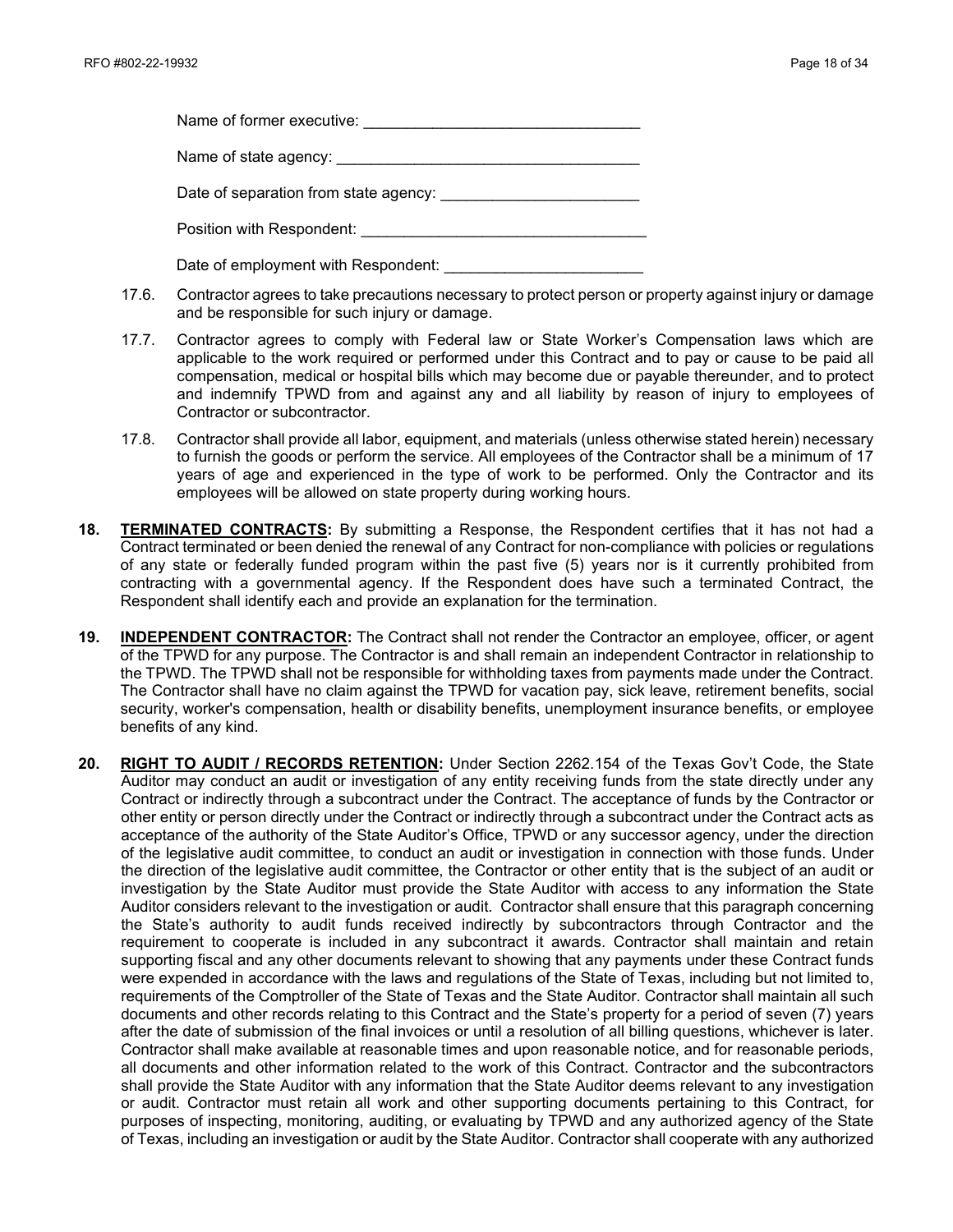Name of former executive: ________________________________

Name of state agency: ____________________________________

Date of separation from state agency: _______________________

Position with Respondent: _________________________________

Date of employment with Respondent: _______________________

17.6. Contractor agrees to take precautions necessary to protect person or property against injury or damage and be responsible for such injury or damage.

17.7. Contractor agrees to comply with Federal law or State Worker's Compensation laws which are applicable to the work required or performed under this Contract and to pay or cause to be paid all compensation, medical or hospital bills which may become due or payable thereunder, and to protect and indemnify TPWD from and against any and all liability by reason of injury to employees of Contractor or subcontractor.

17.8. Contractor shall provide all labor, equipment, and materials (unless otherwise stated herein) necessary to furnish the goods or perform the service. All employees of the Contractor shall be a minimum of 17 years of age and experienced in the type of work to be performed. Only the Contractor and its employees will be allowed on state property during working hours.

18. **TERMINATED CONTRACTS:** By submitting a Response, the Respondent certifies that it has not had a Contract terminated or been denied the renewal of any Contract for non-compliance with policies or regulations of any state or federally funded program within the past five (5) years nor is it currently prohibited from contracting with a governmental agency. If the Respondent does have such a terminated Contract, the Respondent shall identify each and provide an explanation for the termination.

19. **INDEPENDENT CONTRACTOR:** The Contract shall not render the Contractor an employee, officer, or agent of the TPWD for any purpose. The Contractor is and shall remain an independent Contractor in relationship to the TPWD. The TPWD shall not be responsible for withholding taxes from payments made under the Contract. The Contractor shall have no claim against the TPWD for vacation pay, sick leave, retirement benefits, social security, worker's compensation, health or disability benefits, unemployment insurance benefits, or employee benefits of any kind.

20. **RIGHT TO AUDIT / RECORDS RETENTION:** Under Section 2262.154 of the Texas Gov't Code, the State Auditor may conduct an audit or investigation of any entity receiving funds from the state directly under any Contract or indirectly through a subcontract under the Contract. The acceptance of funds by the Contractor or other entity or person directly under the Contract or indirectly through a subcontract under the Contract acts as acceptance of the authority of the State Auditor's Office, TPWD or any successor agency, under the direction of the legislative audit committee, to conduct an audit or investigation in connection with those funds. Under the direction of the legislative audit committee, the Contractor or other entity that is the subject of an audit or investigation by the State Auditor must provide the State Auditor with access to any information the State Auditor considers relevant to the investigation or audit. Contractor shall ensure that this paragraph concerning the State's authority to audit funds received indirectly by subcontractors through Contractor and the requirement to cooperate is included in any subcontract it awards. Contractor shall maintain and retain supporting fiscal and any other documents relevant to showing that any payments under these Contract funds were expended in accordance with the laws and regulations of the State of Texas, including but not limited to, requirements of the Comptroller of the State of Texas and the State Auditor. Contractor shall maintain all such documents and other records relating to this Contract and the State's property for a period of seven (7) years after the date of submission of the final invoices or until a resolution of all billing questions, whichever is later. Contractor shall make available at reasonable times and upon reasonable notice, and for reasonable periods, all documents and other information related to the work of this Contract. Contractor and the subcontractors shall provide the State Auditor with any information that the State Auditor deems relevant to any investigation or audit. Contractor must retain all work and other supporting documents pertaining to this Contract, for purposes of inspecting, monitoring, auditing, or evaluating by TPWD and any authorized agency of the State of Texas, including an investigation or audit by the State Auditor. Contractor shall cooperate with any authorized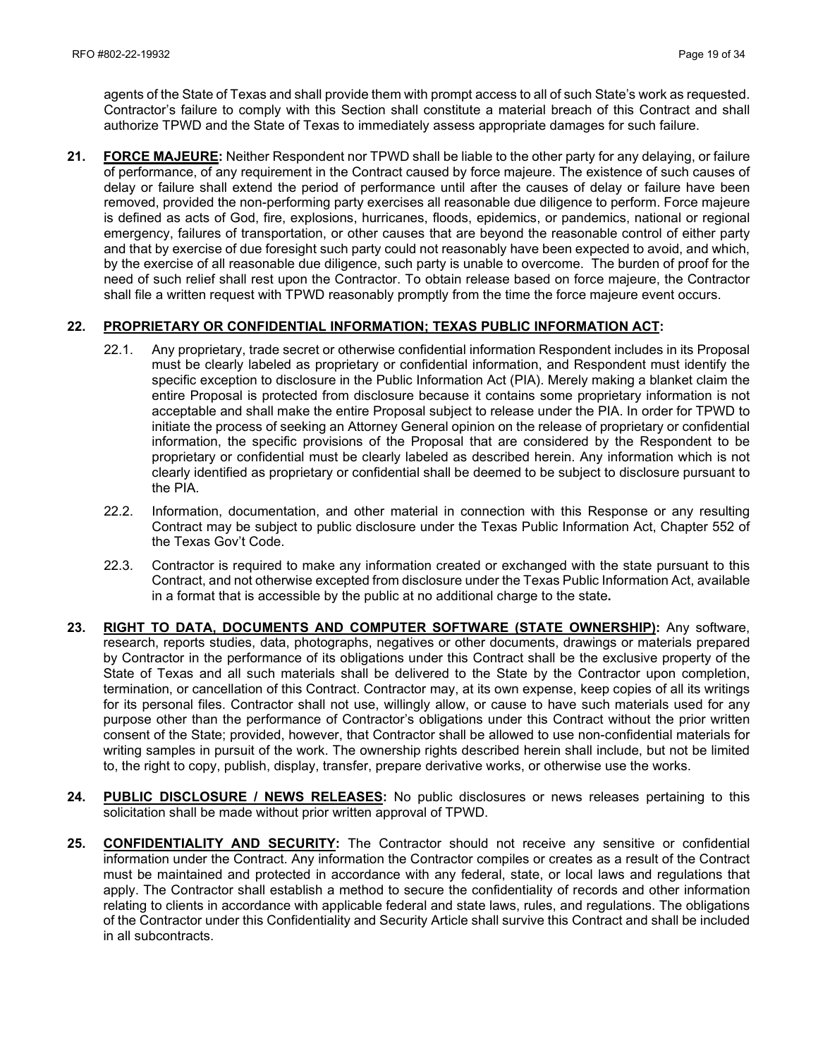agents of the State of Texas and shall provide them with prompt access to all of such State's work as requested. Contractor's failure to comply with this Section shall constitute a material breach of this Contract and shall authorize TPWD and the State of Texas to immediately assess appropriate damages for such failure.

**21. FORCE MAJEURE:** Neither Respondent nor TPWD shall be liable to the other party for any delaying, or failure of performance, of any requirement in the Contract caused by force majeure. The existence of such causes of delay or failure shall extend the period of performance until after the causes of delay or failure have been removed, provided the non-performing party exercises all reasonable due diligence to perform. Force majeure is defined as acts of God, fire, explosions, hurricanes, floods, epidemics, or pandemics, national or regional emergency, failures of transportation, or other causes that are beyond the reasonable control of either party and that by exercise of due foresight such party could not reasonably have been expected to avoid, and which, by the exercise of all reasonable due diligence, such party is unable to overcome. The burden of proof for the need of such relief shall rest upon the Contractor. To obtain release based on force majeure, the Contractor shall file a written request with TPWD reasonably promptly from the time the force majeure event occurs.

**22. PROPRIETARY OR CONFIDENTIAL INFORMATION; TEXAS PUBLIC INFORMATION ACT:**

22.1. Any proprietary, trade secret or otherwise confidential information Respondent includes in its Proposal must be clearly labeled as proprietary or confidential information, and Respondent must identify the specific exception to disclosure in the Public Information Act (PIA). Merely making a blanket claim the entire Proposal is protected from disclosure because it contains some proprietary information is not acceptable and shall make the entire Proposal subject to release under the PIA. In order for TPWD to initiate the process of seeking an Attorney General opinion on the release of proprietary or confidential information, the specific provisions of the Proposal that are considered by the Respondent to be proprietary or confidential must be clearly labeled as described herein. Any information which is not clearly identified as proprietary or confidential shall be deemed to be subject to disclosure pursuant to the PIA.

22.2. Information, documentation, and other material in connection with this Response or any resulting Contract may be subject to public disclosure under the Texas Public Information Act, Chapter 552 of the Texas Gov't Code.

22.3. Contractor is required to make any information created or exchanged with the state pursuant to this Contract, and not otherwise excepted from disclosure under the Texas Public Information Act, available in a format that is accessible by the public at no additional charge to the state**.**

**23. RIGHT TO DATA, DOCUMENTS AND COMPUTER SOFTWARE (STATE OWNERSHIP):** Any software, research, reports studies, data, photographs, negatives or other documents, drawings or materials prepared by Contractor in the performance of its obligations under this Contract shall be the exclusive property of the State of Texas and all such materials shall be delivered to the State by the Contractor upon completion, termination, or cancellation of this Contract. Contractor may, at its own expense, keep copies of all its writings for its personal files. Contractor shall not use, willingly allow, or cause to have such materials used for any purpose other than the performance of Contractor's obligations under this Contract without the prior written consent of the State; provided, however, that Contractor shall be allowed to use non-confidential materials for writing samples in pursuit of the work. The ownership rights described herein shall include, but not be limited to, the right to copy, publish, display, transfer, prepare derivative works, or otherwise use the works.

**24. PUBLIC DISCLOSURE / NEWS RELEASES:** No public disclosures or news releases pertaining to this solicitation shall be made without prior written approval of TPWD.

**25. CONFIDENTIALITY AND SECURITY:** The Contractor should not receive any sensitive or confidential information under the Contract. Any information the Contractor compiles or creates as a result of the Contract must be maintained and protected in accordance with any federal, state, or local laws and regulations that apply. The Contractor shall establish a method to secure the confidentiality of records and other information relating to clients in accordance with applicable federal and state laws, rules, and regulations. The obligations of the Contractor under this Confidentiality and Security Article shall survive this Contract and shall be included in all subcontracts.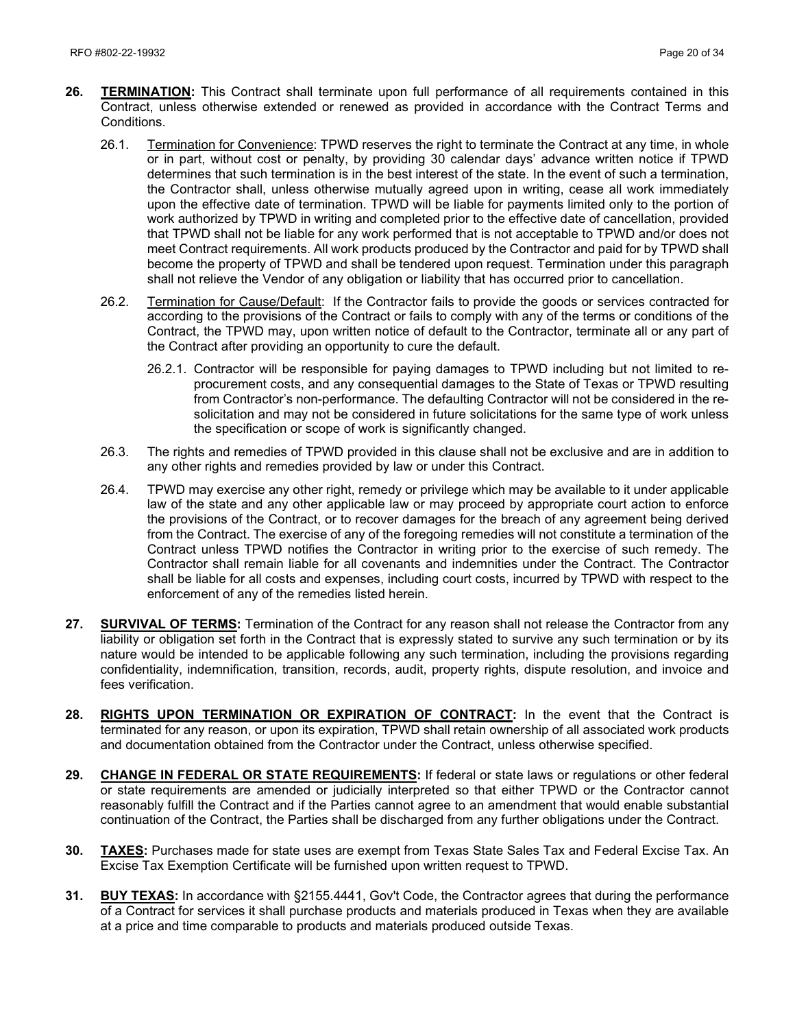**26. TERMINATION:** This Contract shall terminate upon full performance of all requirements contained in this Contract, unless otherwise extended or renewed as provided in accordance with the Contract Terms and Conditions.

26.1. Termination for Convenience: TPWD reserves the right to terminate the Contract at any time, in whole or in part, without cost or penalty, by providing 30 calendar days' advance written notice if TPWD determines that such termination is in the best interest of the state. In the event of such a termination, the Contractor shall, unless otherwise mutually agreed upon in writing, cease all work immediately upon the effective date of termination. TPWD will be liable for payments limited only to the portion of work authorized by TPWD in writing and completed prior to the effective date of cancellation, provided that TPWD shall not be liable for any work performed that is not acceptable to TPWD and/or does not meet Contract requirements. All work products produced by the Contractor and paid for by TPWD shall become the property of TPWD and shall be tendered upon request. Termination under this paragraph shall not relieve the Vendor of any obligation or liability that has occurred prior to cancellation.

26.2. Termination for Cause/Default: If the Contractor fails to provide the goods or services contracted for according to the provisions of the Contract or fails to comply with any of the terms or conditions of the Contract, the TPWD may, upon written notice of default to the Contractor, terminate all or any part of the Contract after providing an opportunity to cure the default.

26.2.1. Contractor will be responsible for paying damages to TPWD including but not limited to re-procurement costs, and any consequential damages to the State of Texas or TPWD resulting from Contractor's non-performance. The defaulting Contractor will not be considered in the re-solicitation and may not be considered in future solicitations for the same type of work unless the specification or scope of work is significantly changed.

26.3. The rights and remedies of TPWD provided in this clause shall not be exclusive and are in addition to any other rights and remedies provided by law or under this Contract.

26.4. TPWD may exercise any other right, remedy or privilege which may be available to it under applicable law of the state and any other applicable law or may proceed by appropriate court action to enforce the provisions of the Contract, or to recover damages for the breach of any agreement being derived from the Contract. The exercise of any of the foregoing remedies will not constitute a termination of the Contract unless TPWD notifies the Contractor in writing prior to the exercise of such remedy. The Contractor shall remain liable for all covenants and indemnities under the Contract. The Contractor shall be liable for all costs and expenses, including court costs, incurred by TPWD with respect to the enforcement of any of the remedies listed herein.

**27. SURVIVAL OF TERMS:** Termination of the Contract for any reason shall not release the Contractor from any liability or obligation set forth in the Contract that is expressly stated to survive any such termination or by its nature would be intended to be applicable following any such termination, including the provisions regarding confidentiality, indemnification, transition, records, audit, property rights, dispute resolution, and invoice and fees verification.

**28. RIGHTS UPON TERMINATION OR EXPIRATION OF CONTRACT:** In the event that the Contract is terminated for any reason, or upon its expiration, TPWD shall retain ownership of all associated work products and documentation obtained from the Contractor under the Contract, unless otherwise specified.

**29. CHANGE IN FEDERAL OR STATE REQUIREMENTS:** If federal or state laws or regulations or other federal or state requirements are amended or judicially interpreted so that either TPWD or the Contractor cannot reasonably fulfill the Contract and if the Parties cannot agree to an amendment that would enable substantial continuation of the Contract, the Parties shall be discharged from any further obligations under the Contract.

**30. TAXES:** Purchases made for state uses are exempt from Texas State Sales Tax and Federal Excise Tax. An Excise Tax Exemption Certificate will be furnished upon written request to TPWD.

**31. BUY TEXAS:** In accordance with §2155.4441, Gov't Code, the Contractor agrees that during the performance of a Contract for services it shall purchase products and materials produced in Texas when they are available at a price and time comparable to products and materials produced outside Texas.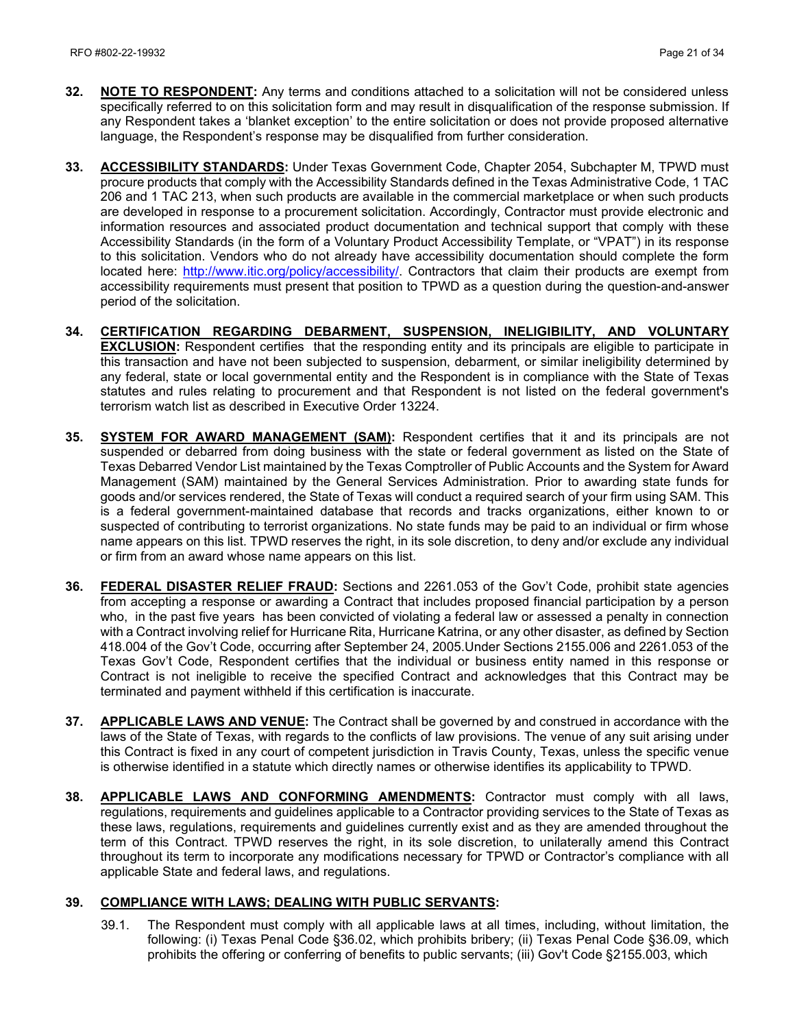32. **NOTE TO RESPONDENT:** Any terms and conditions attached to a solicitation will not be considered unless specifically referred to on this solicitation form and may result in disqualification of the response submission. If any Respondent takes a 'blanket exception' to the entire solicitation or does not provide proposed alternative language, the Respondent's response may be disqualified from further consideration.

33. **ACCESSIBILITY STANDARDS:** Under Texas Government Code, Chapter 2054, Subchapter M, TPWD must procure products that comply with the Accessibility Standards defined in the Texas Administrative Code, 1 TAC 206 and 1 TAC 213, when such products are available in the commercial marketplace or when such products are developed in response to a procurement solicitation. Accordingly, Contractor must provide electronic and information resources and associated product documentation and technical support that comply with these Accessibility Standards (in the form of a Voluntary Product Accessibility Template, or "VPAT") in its response to this solicitation. Vendors who do not already have accessibility documentation should complete the form located here: http://www.itic.org/policy/accessibility/. Contractors that claim their products are exempt from accessibility requirements must present that position to TPWD as a question during the question-and-answer period of the solicitation.

34. **CERTIFICATION REGARDING DEBARMENT, SUSPENSION, INELIGIBILITY, AND VOLUNTARY EXCLUSION:** Respondent certifies that the responding entity and its principals are eligible to participate in this transaction and have not been subjected to suspension, debarment, or similar ineligibility determined by any federal, state or local governmental entity and the Respondent is in compliance with the State of Texas statutes and rules relating to procurement and that Respondent is not listed on the federal government's terrorism watch list as described in Executive Order 13224.

35. **SYSTEM FOR AWARD MANAGEMENT (SAM):** Respondent certifies that it and its principals are not suspended or debarred from doing business with the state or federal government as listed on the State of Texas Debarred Vendor List maintained by the Texas Comptroller of Public Accounts and the System for Award Management (SAM) maintained by the General Services Administration. Prior to awarding state funds for goods and/or services rendered, the State of Texas will conduct a required search of your firm using SAM. This is a federal government-maintained database that records and tracks organizations, either known to or suspected of contributing to terrorist organizations. No state funds may be paid to an individual or firm whose name appears on this list. TPWD reserves the right, in its sole discretion, to deny and/or exclude any individual or firm from an award whose name appears on this list.

36. **FEDERAL DISASTER RELIEF FRAUD:** Sections and 2261.053 of the Gov't Code, prohibit state agencies from accepting a response or awarding a Contract that includes proposed financial participation by a person who, in the past five years has been convicted of violating a federal law or assessed a penalty in connection with a Contract involving relief for Hurricane Rita, Hurricane Katrina, or any other disaster, as defined by Section 418.004 of the Gov't Code, occurring after September 24, 2005.Under Sections 2155.006 and 2261.053 of the Texas Gov't Code, Respondent certifies that the individual or business entity named in this response or Contract is not ineligible to receive the specified Contract and acknowledges that this Contract may be terminated and payment withheld if this certification is inaccurate.

37. **APPLICABLE LAWS AND VENUE:** The Contract shall be governed by and construed in accordance with the laws of the State of Texas, with regards to the conflicts of law provisions. The venue of any suit arising under this Contract is fixed in any court of competent jurisdiction in Travis County, Texas, unless the specific venue is otherwise identified in a statute which directly names or otherwise identifies its applicability to TPWD.

38. **APPLICABLE LAWS AND CONFORMING AMENDMENTS:** Contractor must comply with all laws, regulations, requirements and guidelines applicable to a Contractor providing services to the State of Texas as these laws, regulations, requirements and guidelines currently exist and as they are amended throughout the term of this Contract. TPWD reserves the right, in its sole discretion, to unilaterally amend this Contract throughout its term to incorporate any modifications necessary for TPWD or Contractor's compliance with all applicable State and federal laws, and regulations.

39. **COMPLIANCE WITH LAWS; DEALING WITH PUBLIC SERVANTS:**

    39.1. The Respondent must comply with all applicable laws at all times, including, without limitation, the following: (i) Texas Penal Code §36.02, which prohibits bribery; (ii) Texas Penal Code §36.09, which prohibits the offering or conferring of benefits to public servants; (iii) Gov't Code §2155.003, which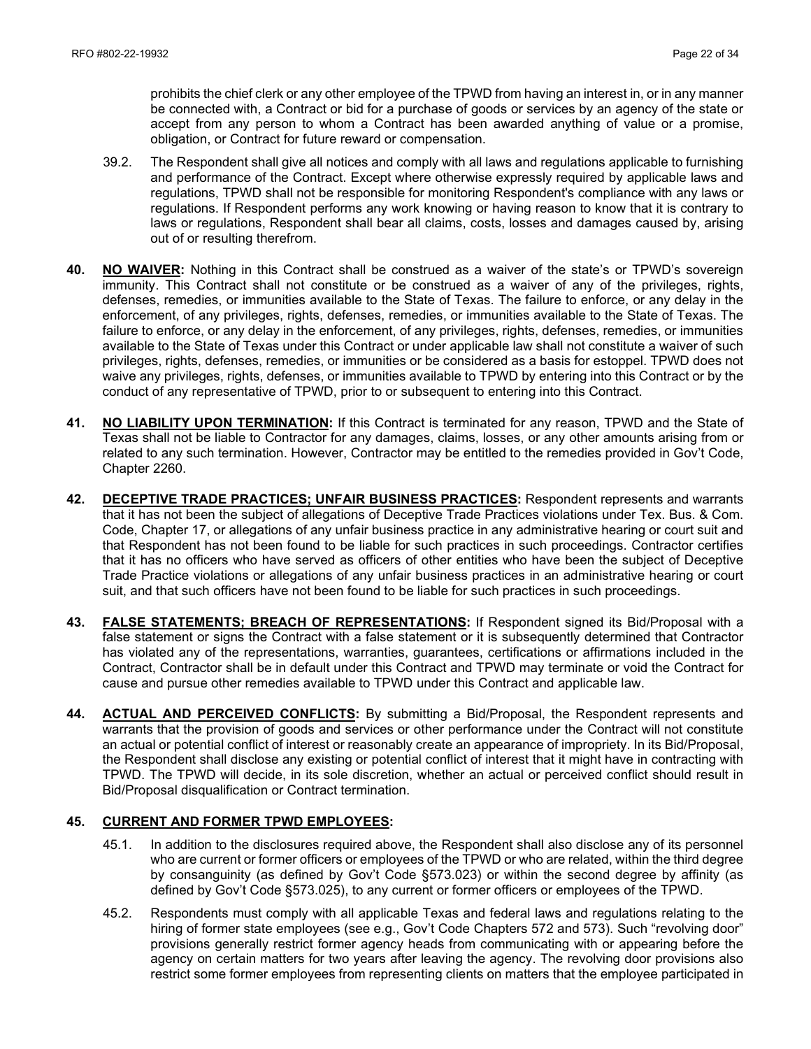prohibits the chief clerk or any other employee of the TPWD from having an interest in, or in any manner be connected with, a Contract or bid for a purchase of goods or services by an agency of the state or accept from any person to whom a Contract has been awarded anything of value or a promise, obligation, or Contract for future reward or compensation.

39.2. The Respondent shall give all notices and comply with all laws and regulations applicable to furnishing and performance of the Contract. Except where otherwise expressly required by applicable laws and regulations, TPWD shall not be responsible for monitoring Respondent's compliance with any laws or regulations. If Respondent performs any work knowing or having reason to know that it is contrary to laws or regulations, Respondent shall bear all claims, costs, losses and damages caused by, arising out of or resulting therefrom.

**40. NO WAIVER:** Nothing in this Contract shall be construed as a waiver of the state's or TPWD's sovereign immunity. This Contract shall not constitute or be construed as a waiver of any of the privileges, rights, defenses, remedies, or immunities available to the State of Texas. The failure to enforce, or any delay in the enforcement, of any privileges, rights, defenses, remedies, or immunities available to the State of Texas. The failure to enforce, or any delay in the enforcement, of any privileges, rights, defenses, remedies, or immunities available to the State of Texas under this Contract or under applicable law shall not constitute a waiver of such privileges, rights, defenses, remedies, or immunities or be considered as a basis for estoppel. TPWD does not waive any privileges, rights, defenses, or immunities available to TPWD by entering into this Contract or by the conduct of any representative of TPWD, prior to or subsequent to entering into this Contract.

**41. NO LIABILITY UPON TERMINATION:** If this Contract is terminated for any reason, TPWD and the State of Texas shall not be liable to Contractor for any damages, claims, losses, or any other amounts arising from or related to any such termination. However, Contractor may be entitled to the remedies provided in Gov't Code, Chapter 2260.

**42. DECEPTIVE TRADE PRACTICES; UNFAIR BUSINESS PRACTICES:** Respondent represents and warrants that it has not been the subject of allegations of Deceptive Trade Practices violations under Tex. Bus. & Com. Code, Chapter 17, or allegations of any unfair business practice in any administrative hearing or court suit and that Respondent has not been found to be liable for such practices in such proceedings. Contractor certifies that it has no officers who have served as officers of other entities who have been the subject of Deceptive Trade Practice violations or allegations of any unfair business practices in an administrative hearing or court suit, and that such officers have not been found to be liable for such practices in such proceedings.

**43. FALSE STATEMENTS; BREACH OF REPRESENTATIONS:** If Respondent signed its Bid/Proposal with a false statement or signs the Contract with a false statement or it is subsequently determined that Contractor has violated any of the representations, warranties, guarantees, certifications or affirmations included in the Contract, Contractor shall be in default under this Contract and TPWD may terminate or void the Contract for cause and pursue other remedies available to TPWD under this Contract and applicable law.

**44. ACTUAL AND PERCEIVED CONFLICTS:** By submitting a Bid/Proposal, the Respondent represents and warrants that the provision of goods and services or other performance under the Contract will not constitute an actual or potential conflict of interest or reasonably create an appearance of impropriety. In its Bid/Proposal, the Respondent shall disclose any existing or potential conflict of interest that it might have in contracting with TPWD. The TPWD will decide, in its sole discretion, whether an actual or perceived conflict should result in Bid/Proposal disqualification or Contract termination.

**45. CURRENT AND FORMER TPWD EMPLOYEES:**

45.1. In addition to the disclosures required above, the Respondent shall also disclose any of its personnel who are current or former officers or employees of the TPWD or who are related, within the third degree by consanguinity (as defined by Gov't Code §573.023) or within the second degree by affinity (as defined by Gov't Code §573.025), to any current or former officers or employees of the TPWD.

45.2. Respondents must comply with all applicable Texas and federal laws and regulations relating to the hiring of former state employees (see e.g., Gov't Code Chapters 572 and 573). Such "revolving door" provisions generally restrict former agency heads from communicating with or appearing before the agency on certain matters for two years after leaving the agency. The revolving door provisions also restrict some former employees from representing clients on matters that the employee participated in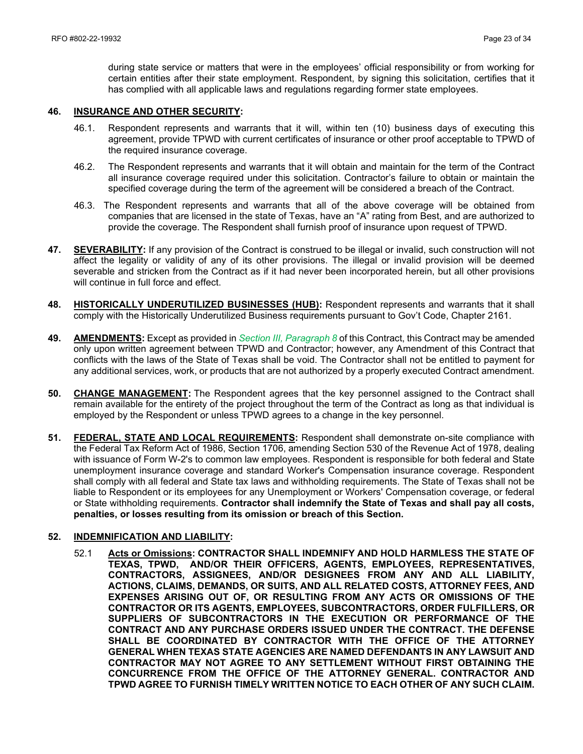during state service or matters that were in the employees' official responsibility or from working for certain entities after their state employment. Respondent, by signing this solicitation, certifies that it has complied with all applicable laws and regulations regarding former state employees.

**46. INSURANCE AND OTHER SECURITY:**

46.1. Respondent represents and warrants that it will, within ten (10) business days of executing this agreement, provide TPWD with current certificates of insurance or other proof acceptable to TPWD of the required insurance coverage.

46.2. The Respondent represents and warrants that it will obtain and maintain for the term of the Contract all insurance coverage required under this solicitation. Contractor's failure to obtain or maintain the specified coverage during the term of the agreement will be considered a breach of the Contract.

46.3. The Respondent represents and warrants that all of the above coverage will be obtained from companies that are licensed in the state of Texas, have an "A" rating from Best, and are authorized to provide the coverage. The Respondent shall furnish proof of insurance upon request of TPWD.

**47. SEVERABILITY:** If any provision of the Contract is construed to be illegal or invalid, such construction will not affect the legality or validity of any of its other provisions. The illegal or invalid provision will be deemed severable and stricken from the Contract as if it had never been incorporated herein, but all other provisions will continue in full force and effect.

**48. HISTORICALLY UNDERUTILIZED BUSINESSES (HUB):** Respondent represents and warrants that it shall comply with the Historically Underutilized Business requirements pursuant to Gov't Code, Chapter 2161.

**49. AMENDMENTS:** Except as provided in *Section III, Paragraph 8* of this Contract, this Contract may be amended only upon written agreement between TPWD and Contractor; however, any Amendment of this Contract that conflicts with the laws of the State of Texas shall be void. The Contractor shall not be entitled to payment for any additional services, work, or products that are not authorized by a properly executed Contract amendment.

**50. CHANGE MANAGEMENT:** The Respondent agrees that the key personnel assigned to the Contract shall remain available for the entirety of the project throughout the term of the Contract as long as that individual is employed by the Respondent or unless TPWD agrees to a change in the key personnel.

**51. FEDERAL, STATE AND LOCAL REQUIREMENTS:** Respondent shall demonstrate on-site compliance with the Federal Tax Reform Act of 1986, Section 1706, amending Section 530 of the Revenue Act of 1978, dealing with issuance of Form W-2's to common law employees. Respondent is responsible for both federal and State unemployment insurance coverage and standard Worker's Compensation insurance coverage. Respondent shall comply with all federal and State tax laws and withholding requirements. The State of Texas shall not be liable to Respondent or its employees for any Unemployment or Workers' Compensation coverage, or federal or State withholding requirements. **Contractor shall indemnify the State of Texas and shall pay all costs, penalties, or losses resulting from its omission or breach of this Section.**

**52. INDEMNIFICATION AND LIABILITY:**

52.1 **Acts or Omissions: CONTRACTOR SHALL INDEMNIFY AND HOLD HARMLESS THE STATE OF TEXAS, TPWD, AND/OR THEIR OFFICERS, AGENTS, EMPLOYEES, REPRESENTATIVES, CONTRACTORS, ASSIGNEES, AND/OR DESIGNEES FROM ANY AND ALL LIABILITY, ACTIONS, CLAIMS, DEMANDS, OR SUITS, AND ALL RELATED COSTS, ATTORNEY FEES, AND EXPENSES ARISING OUT OF, OR RESULTING FROM ANY ACTS OR OMISSIONS OF THE CONTRACTOR OR ITS AGENTS, EMPLOYEES, SUBCONTRACTORS, ORDER FULFILLERS, OR SUPPLIERS OF SUBCONTRACTORS IN THE EXECUTION OR PERFORMANCE OF THE CONTRACT AND ANY PURCHASE ORDERS ISSUED UNDER THE CONTRACT. THE DEFENSE SHALL BE COORDINATED BY CONTRACTOR WITH THE OFFICE OF THE ATTORNEY GENERAL WHEN TEXAS STATE AGENCIES ARE NAMED DEFENDANTS IN ANY LAWSUIT AND CONTRACTOR MAY NOT AGREE TO ANY SETTLEMENT WITHOUT FIRST OBTAINING THE CONCURRENCE FROM THE OFFICE OF THE ATTORNEY GENERAL. CONTRACTOR AND TPWD AGREE TO FURNISH TIMELY WRITTEN NOTICE TO EACH OTHER OF ANY SUCH CLAIM.**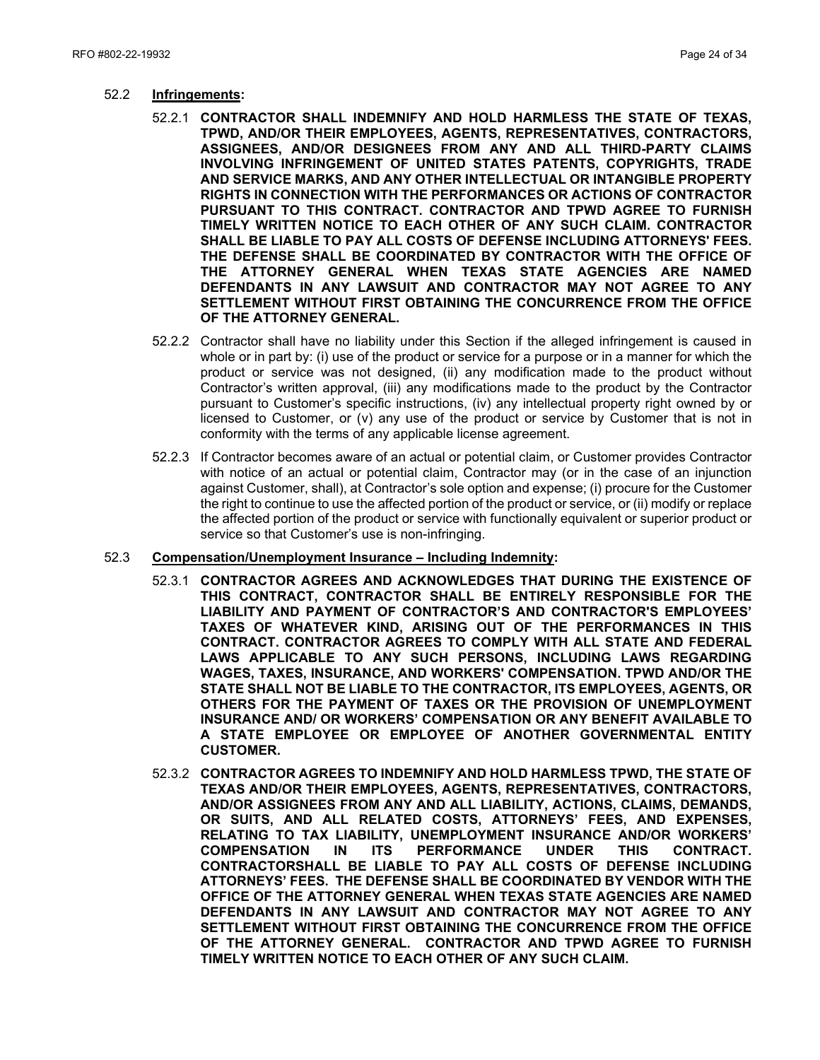52.2 **Infringements:**

52.2.1 **CONTRACTOR SHALL INDEMNIFY AND HOLD HARMLESS THE STATE OF TEXAS, TPWD, AND/OR THEIR EMPLOYEES, AGENTS, REPRESENTATIVES, CONTRACTORS, ASSIGNEES, AND/OR DESIGNEES FROM ANY AND ALL THIRD-PARTY CLAIMS INVOLVING INFRINGEMENT OF UNITED STATES PATENTS, COPYRIGHTS, TRADE AND SERVICE MARKS, AND ANY OTHER INTELLECTUAL OR INTANGIBLE PROPERTY RIGHTS IN CONNECTION WITH THE PERFORMANCES OR ACTIONS OF CONTRACTOR PURSUANT TO THIS CONTRACT. CONTRACTOR AND TPWD AGREE TO FURNISH TIMELY WRITTEN NOTICE TO EACH OTHER OF ANY SUCH CLAIM. CONTRACTOR SHALL BE LIABLE TO PAY ALL COSTS OF DEFENSE INCLUDING ATTORNEYS' FEES. THE DEFENSE SHALL BE COORDINATED BY CONTRACTOR WITH THE OFFICE OF THE ATTORNEY GENERAL WHEN TEXAS STATE AGENCIES ARE NAMED DEFENDANTS IN ANY LAWSUIT AND CONTRACTOR MAY NOT AGREE TO ANY SETTLEMENT WITHOUT FIRST OBTAINING THE CONCURRENCE FROM THE OFFICE OF THE ATTORNEY GENERAL.**

52.2.2 Contractor shall have no liability under this Section if the alleged infringement is caused in whole or in part by: (i) use of the product or service for a purpose or in a manner for which the product or service was not designed, (ii) any modification made to the product without Contractor's written approval, (iii) any modifications made to the product by the Contractor pursuant to Customer's specific instructions, (iv) any intellectual property right owned by or licensed to Customer, or (v) any use of the product or service by Customer that is not in conformity with the terms of any applicable license agreement.

52.2.3 If Contractor becomes aware of an actual or potential claim, or Customer provides Contractor with notice of an actual or potential claim, Contractor may (or in the case of an injunction against Customer, shall), at Contractor's sole option and expense; (i) procure for the Customer the right to continue to use the affected portion of the product or service, or (ii) modify or replace the affected portion of the product or service with functionally equivalent or superior product or service so that Customer's use is non-infringing.

52.3 **Compensation/Unemployment Insurance – Including Indemnity:**

52.3.1 **CONTRACTOR AGREES AND ACKNOWLEDGES THAT DURING THE EXISTENCE OF THIS CONTRACT, CONTRACTOR SHALL BE ENTIRELY RESPONSIBLE FOR THE LIABILITY AND PAYMENT OF CONTRACTOR'S AND CONTRACTOR'S EMPLOYEES' TAXES OF WHATEVER KIND, ARISING OUT OF THE PERFORMANCES IN THIS CONTRACT. CONTRACTOR AGREES TO COMPLY WITH ALL STATE AND FEDERAL LAWS APPLICABLE TO ANY SUCH PERSONS, INCLUDING LAWS REGARDING WAGES, TAXES, INSURANCE, AND WORKERS' COMPENSATION. TPWD AND/OR THE STATE SHALL NOT BE LIABLE TO THE CONTRACTOR, ITS EMPLOYEES, AGENTS, OR OTHERS FOR THE PAYMENT OF TAXES OR THE PROVISION OF UNEMPLOYMENT INSURANCE AND/ OR WORKERS' COMPENSATION OR ANY BENEFIT AVAILABLE TO A STATE EMPLOYEE OR EMPLOYEE OF ANOTHER GOVERNMENTAL ENTITY CUSTOMER.**

52.3.2 **CONTRACTOR AGREES TO INDEMNIFY AND HOLD HARMLESS TPWD, THE STATE OF TEXAS AND/OR THEIR EMPLOYEES, AGENTS, REPRESENTATIVES, CONTRACTORS, AND/OR ASSIGNEES FROM ANY AND ALL LIABILITY, ACTIONS, CLAIMS, DEMANDS, OR SUITS, AND ALL RELATED COSTS, ATTORNEYS' FEES, AND EXPENSES, RELATING TO TAX LIABILITY, UNEMPLOYMENT INSURANCE AND/OR WORKERS' COMPENSATION IN ITS PERFORMANCE UNDER THIS CONTRACT. CONTRACTORSHALL BE LIABLE TO PAY ALL COSTS OF DEFENSE INCLUDING ATTORNEYS' FEES. THE DEFENSE SHALL BE COORDINATED BY VENDOR WITH THE OFFICE OF THE ATTORNEY GENERAL WHEN TEXAS STATE AGENCIES ARE NAMED DEFENDANTS IN ANY LAWSUIT AND CONTRACTOR MAY NOT AGREE TO ANY SETTLEMENT WITHOUT FIRST OBTAINING THE CONCURRENCE FROM THE OFFICE OF THE ATTORNEY GENERAL. CONTRACTOR AND TPWD AGREE TO FURNISH TIMELY WRITTEN NOTICE TO EACH OTHER OF ANY SUCH CLAIM.**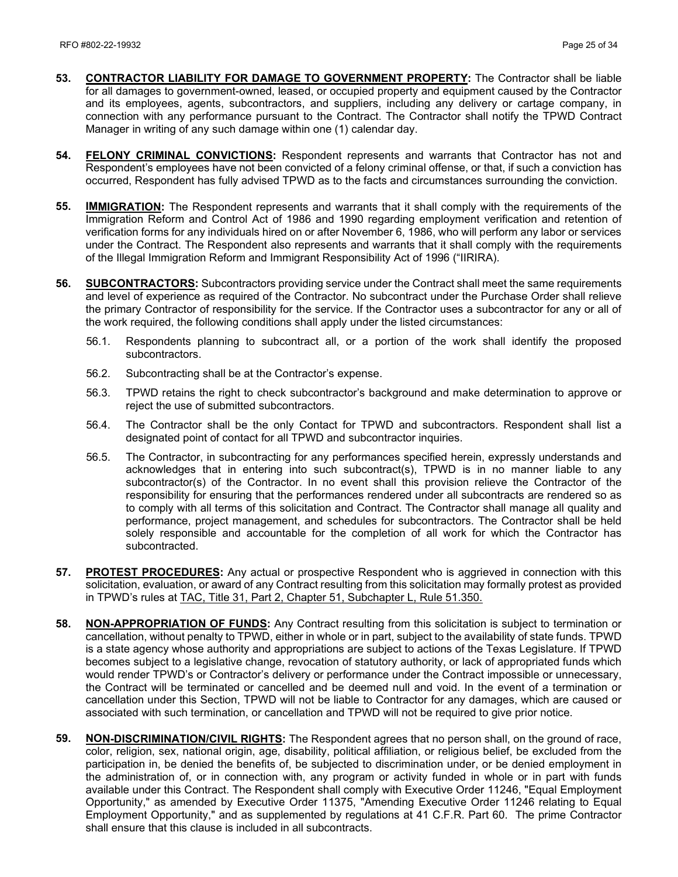**53. <u>CONTRACTOR LIABILITY FOR DAMAGE TO GOVERNMENT PROPERTY</u>:** The Contractor shall be liable for all damages to government-owned, leased, or occupied property and equipment caused by the Contractor and its employees, agents, subcontractors, and suppliers, including any delivery or cartage company, in connection with any performance pursuant to the Contract. The Contractor shall notify the TPWD Contract Manager in writing of any such damage within one (1) calendar day.

**54. <u>FELONY CRIMINAL CONVICTIONS</u>:** Respondent represents and warrants that Contractor has not and Respondent's employees have not been convicted of a felony criminal offense, or that, if such a conviction has occurred, Respondent has fully advised TPWD as to the facts and circumstances surrounding the conviction.

**55. <u>IMMIGRATION</u>:** The Respondent represents and warrants that it shall comply with the requirements of the Immigration Reform and Control Act of 1986 and 1990 regarding employment verification and retention of verification forms for any individuals hired on or after November 6, 1986, who will perform any labor or services under the Contract. The Respondent also represents and warrants that it shall comply with the requirements of the Illegal Immigration Reform and Immigrant Responsibility Act of 1996 ("IIRIRA).

**56. <u>SUBCONTRACTORS</u>:** Subcontractors providing service under the Contract shall meet the same requirements and level of experience as required of the Contractor. No subcontract under the Purchase Order shall relieve the primary Contractor of responsibility for the service. If the Contractor uses a subcontractor for any or all of the work required, the following conditions shall apply under the listed circumstances:

56.1. Respondents planning to subcontract all, or a portion of the work shall identify the proposed subcontractors.

56.2. Subcontracting shall be at the Contractor's expense.

56.3. TPWD retains the right to check subcontractor's background and make determination to approve or reject the use of submitted subcontractors.

56.4. The Contractor shall be the only Contact for TPWD and subcontractors. Respondent shall list a designated point of contact for all TPWD and subcontractor inquiries.

56.5. The Contractor, in subcontracting for any performances specified herein, expressly understands and acknowledges that in entering into such subcontract(s), TPWD is in no manner liable to any subcontractor(s) of the Contractor. In no event shall this provision relieve the Contractor of the responsibility for ensuring that the performances rendered under all subcontracts are rendered so as to comply with all terms of this solicitation and Contract. The Contractor shall manage all quality and performance, project management, and schedules for subcontractors. The Contractor shall be held solely responsible and accountable for the completion of all work for which the Contractor has subcontracted.

**57. <u>PROTEST PROCEDURES</u>:** Any actual or prospective Respondent who is aggrieved in connection with this solicitation, evaluation, or award of any Contract resulting from this solicitation may formally protest as provided in TPWD's rules at <u>TAC, Title 31, Part 2, Chapter 51, Subchapter L, Rule 51.350.</u>

**58. <u>NON-APPROPRIATION OF FUNDS</u>:** Any Contract resulting from this solicitation is subject to termination or cancellation, without penalty to TPWD, either in whole or in part, subject to the availability of state funds. TPWD is a state agency whose authority and appropriations are subject to actions of the Texas Legislature. If TPWD becomes subject to a legislative change, revocation of statutory authority, or lack of appropriated funds which would render TPWD's or Contractor's delivery or performance under the Contract impossible or unnecessary, the Contract will be terminated or cancelled and be deemed null and void. In the event of a termination or cancellation under this Section, TPWD will not be liable to Contractor for any damages, which are caused or associated with such termination, or cancellation and TPWD will not be required to give prior notice.

**59. <u>NON-DISCRIMINATION/CIVIL RIGHTS</u>:** The Respondent agrees that no person shall, on the ground of race, color, religion, sex, national origin, age, disability, political affiliation, or religious belief, be excluded from the participation in, be denied the benefits of, be subjected to discrimination under, or be denied employment in the administration of, or in connection with, any program or activity funded in whole or in part with funds available under this Contract. The Respondent shall comply with Executive Order 11246, "Equal Employment Opportunity," as amended by Executive Order 11375, "Amending Executive Order 11246 relating to Equal Employment Opportunity," and as supplemented by regulations at 41 C.F.R. Part 60. The prime Contractor shall ensure that this clause is included in all subcontracts.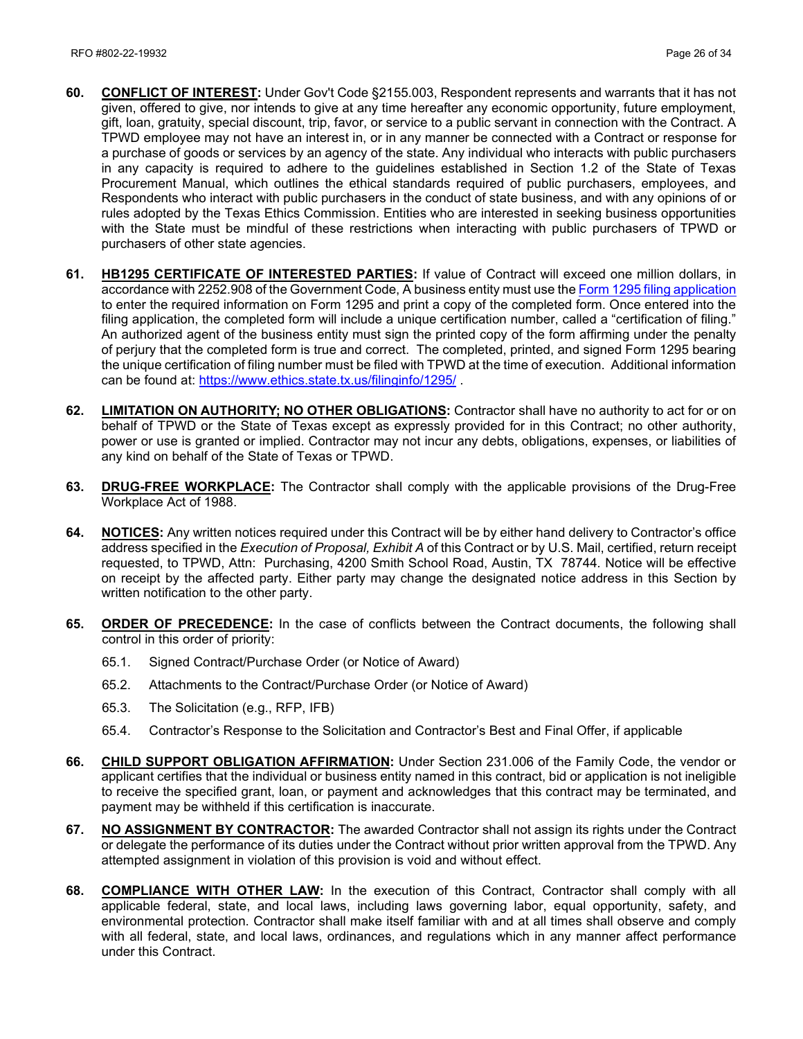60. **CONFLICT OF INTEREST:** Under Gov't Code §2155.003, Respondent represents and warrants that it has not given, offered to give, nor intends to give at any time hereafter any economic opportunity, future employment, gift, loan, gratuity, special discount, trip, favor, or service to a public servant in connection with the Contract. A TPWD employee may not have an interest in, or in any manner be connected with a Contract or response for a purchase of goods or services by an agency of the state. Any individual who interacts with public purchasers in any capacity is required to adhere to the guidelines established in Section 1.2 of the State of Texas Procurement Manual, which outlines the ethical standards required of public purchasers, employees, and Respondents who interact with public purchasers in the conduct of state business, and with any opinions of or rules adopted by the Texas Ethics Commission. Entities who are interested in seeking business opportunities with the State must be mindful of these restrictions when interacting with public purchasers of TPWD or purchasers of other state agencies.

61. **HB1295 CERTIFICATE OF INTERESTED PARTIES:** If value of Contract will exceed one million dollars, in accordance with 2252.908 of the Government Code, A business entity must use the Form 1295 filing application to enter the required information on Form 1295 and print a copy of the completed form. Once entered into the filing application, the completed form will include a unique certification number, called a "certification of filing." An authorized agent of the business entity must sign the printed copy of the form affirming under the penalty of perjury that the completed form is true and correct. The completed, printed, and signed Form 1295 bearing the unique certification of filing number must be filed with TPWD at the time of execution. Additional information can be found at: https://www.ethics.state.tx.us/filinginfo/1295/ .

62. **LIMITATION ON AUTHORITY; NO OTHER OBLIGATIONS:** Contractor shall have no authority to act for or on behalf of TPWD or the State of Texas except as expressly provided for in this Contract; no other authority, power or use is granted or implied. Contractor may not incur any debts, obligations, expenses, or liabilities of any kind on behalf of the State of Texas or TPWD.

63. **DRUG-FREE WORKPLACE:** The Contractor shall comply with the applicable provisions of the Drug-Free Workplace Act of 1988.

64. **NOTICES:** Any written notices required under this Contract will be by either hand delivery to Contractor's office address specified in the *Execution of Proposal, Exhibit A* of this Contract or by U.S. Mail, certified, return receipt requested, to TPWD, Attn: Purchasing, 4200 Smith School Road, Austin, TX 78744. Notice will be effective on receipt by the affected party. Either party may change the designated notice address in this Section by written notification to the other party.

65. **ORDER OF PRECEDENCE:** In the case of conflicts between the Contract documents, the following shall control in this order of priority:

    65.1. Signed Contract/Purchase Order (or Notice of Award)

    65.2. Attachments to the Contract/Purchase Order (or Notice of Award)

    65.3. The Solicitation (e.g., RFP, IFB)

    65.4. Contractor's Response to the Solicitation and Contractor's Best and Final Offer, if applicable

66. **CHILD SUPPORT OBLIGATION AFFIRMATION:** Under Section 231.006 of the Family Code, the vendor or applicant certifies that the individual or business entity named in this contract, bid or application is not ineligible to receive the specified grant, loan, or payment and acknowledges that this contract may be terminated, and payment may be withheld if this certification is inaccurate.

67. **NO ASSIGNMENT BY CONTRACTOR:** The awarded Contractor shall not assign its rights under the Contract or delegate the performance of its duties under the Contract without prior written approval from the TPWD. Any attempted assignment in violation of this provision is void and without effect.

68. **COMPLIANCE WITH OTHER LAW:** In the execution of this Contract, Contractor shall comply with all applicable federal, state, and local laws, including laws governing labor, equal opportunity, safety, and environmental protection. Contractor shall make itself familiar with and at all times shall observe and comply with all federal, state, and local laws, ordinances, and regulations which in any manner affect performance under this Contract.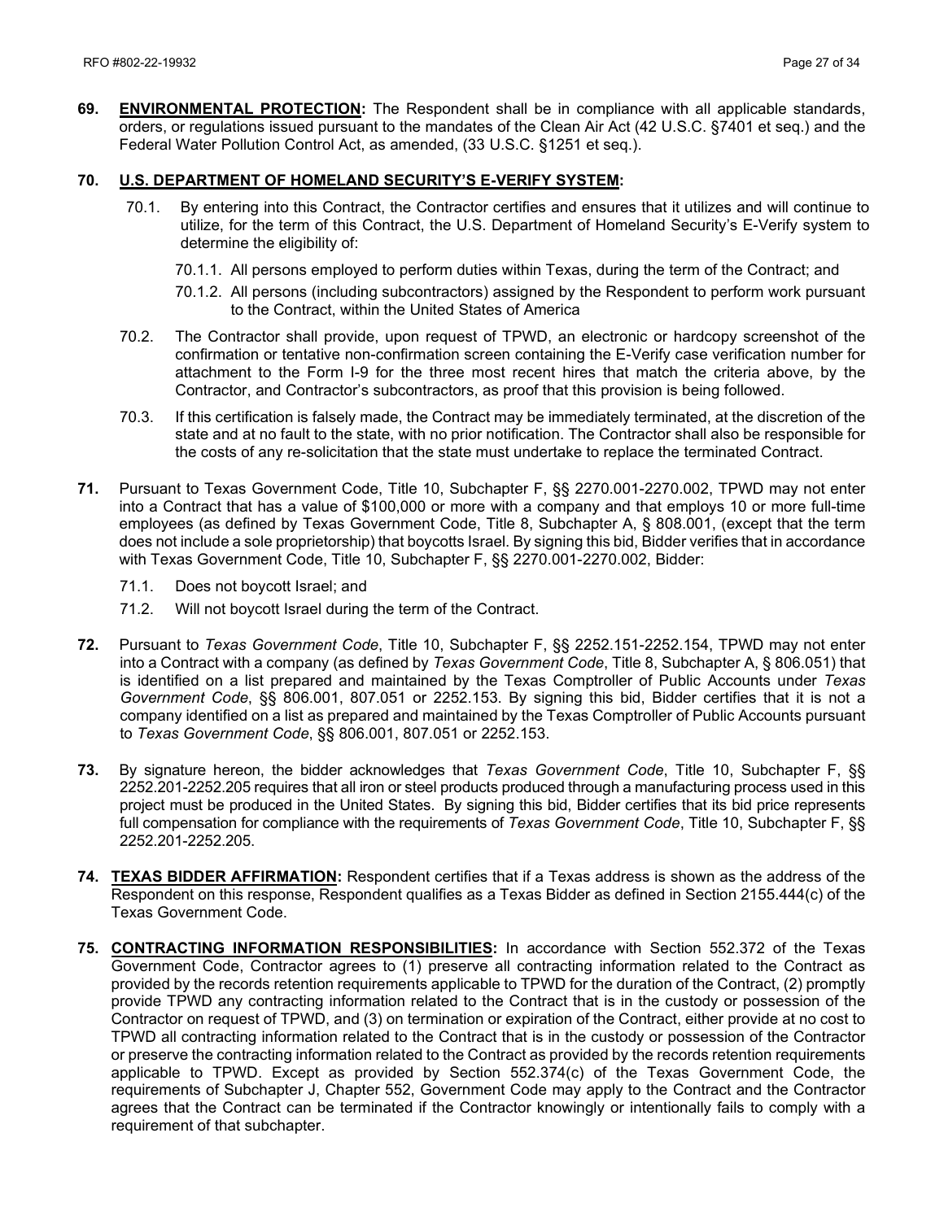**69. ENVIRONMENTAL PROTECTION:** The Respondent shall be in compliance with all applicable standards, orders, or regulations issued pursuant to the mandates of the Clean Air Act (42 U.S.C. §7401 et seq.) and the Federal Water Pollution Control Act, as amended, (33 U.S.C. §1251 et seq.).

**70. U.S. DEPARTMENT OF HOMELAND SECURITY'S E-VERIFY SYSTEM:**

70.1. By entering into this Contract, the Contractor certifies and ensures that it utilizes and will continue to utilize, for the term of this Contract, the U.S. Department of Homeland Security's E-Verify system to determine the eligibility of:

70.1.1. All persons employed to perform duties within Texas, during the term of the Contract; and

70.1.2. All persons (including subcontractors) assigned by the Respondent to perform work pursuant to the Contract, within the United States of America

70.2. The Contractor shall provide, upon request of TPWD, an electronic or hardcopy screenshot of the confirmation or tentative non-confirmation screen containing the E-Verify case verification number for attachment to the Form I-9 for the three most recent hires that match the criteria above, by the Contractor, and Contractor's subcontractors, as proof that this provision is being followed.

70.3. If this certification is falsely made, the Contract may be immediately terminated, at the discretion of the state and at no fault to the state, with no prior notification. The Contractor shall also be responsible for the costs of any re-solicitation that the state must undertake to replace the terminated Contract.

**71.** Pursuant to Texas Government Code, Title 10, Subchapter F, §§ 2270.001-2270.002, TPWD may not enter into a Contract that has a value of $100,000 or more with a company and that employs 10 or more full-time employees (as defined by Texas Government Code, Title 8, Subchapter A, § 808.001, (except that the term does not include a sole proprietorship) that boycotts Israel. By signing this bid, Bidder verifies that in accordance with Texas Government Code, Title 10, Subchapter F, §§ 2270.001-2270.002, Bidder:

71.1. Does not boycott Israel; and

71.2. Will not boycott Israel during the term of the Contract.

**72.** Pursuant to *Texas Government Code*, Title 10, Subchapter F, §§ 2252.151-2252.154, TPWD may not enter into a Contract with a company (as defined by *Texas Government Code*, Title 8, Subchapter A, § 806.051) that is identified on a list prepared and maintained by the Texas Comptroller of Public Accounts under *Texas Government Code*, §§ 806.001, 807.051 or 2252.153. By signing this bid, Bidder certifies that it is not a company identified on a list as prepared and maintained by the Texas Comptroller of Public Accounts pursuant to *Texas Government Code*, §§ 806.001, 807.051 or 2252.153.

**73.** By signature hereon, the bidder acknowledges that *Texas Government Code*, Title 10, Subchapter F, §§ 2252.201-2252.205 requires that all iron or steel products produced through a manufacturing process used in this project must be produced in the United States. By signing this bid, Bidder certifies that its bid price represents full compensation for compliance with the requirements of *Texas Government Code*, Title 10, Subchapter F, §§ 2252.201-2252.205.

**74. TEXAS BIDDER AFFIRMATION:** Respondent certifies that if a Texas address is shown as the address of the Respondent on this response, Respondent qualifies as a Texas Bidder as defined in Section 2155.444(c) of the Texas Government Code.

**75. CONTRACTING INFORMATION RESPONSIBILITIES:** In accordance with Section 552.372 of the Texas Government Code, Contractor agrees to (1) preserve all contracting information related to the Contract as provided by the records retention requirements applicable to TPWD for the duration of the Contract, (2) promptly provide TPWD any contracting information related to the Contract that is in the custody or possession of the Contractor on request of TPWD, and (3) on termination or expiration of the Contract, either provide at no cost to TPWD all contracting information related to the Contract that is in the custody or possession of the Contractor or preserve the contracting information related to the Contract as provided by the records retention requirements applicable to TPWD. Except as provided by Section 552.374(c) of the Texas Government Code, the requirements of Subchapter J, Chapter 552, Government Code may apply to the Contract and the Contractor agrees that the Contract can be terminated if the Contractor knowingly or intentionally fails to comply with a requirement of that subchapter.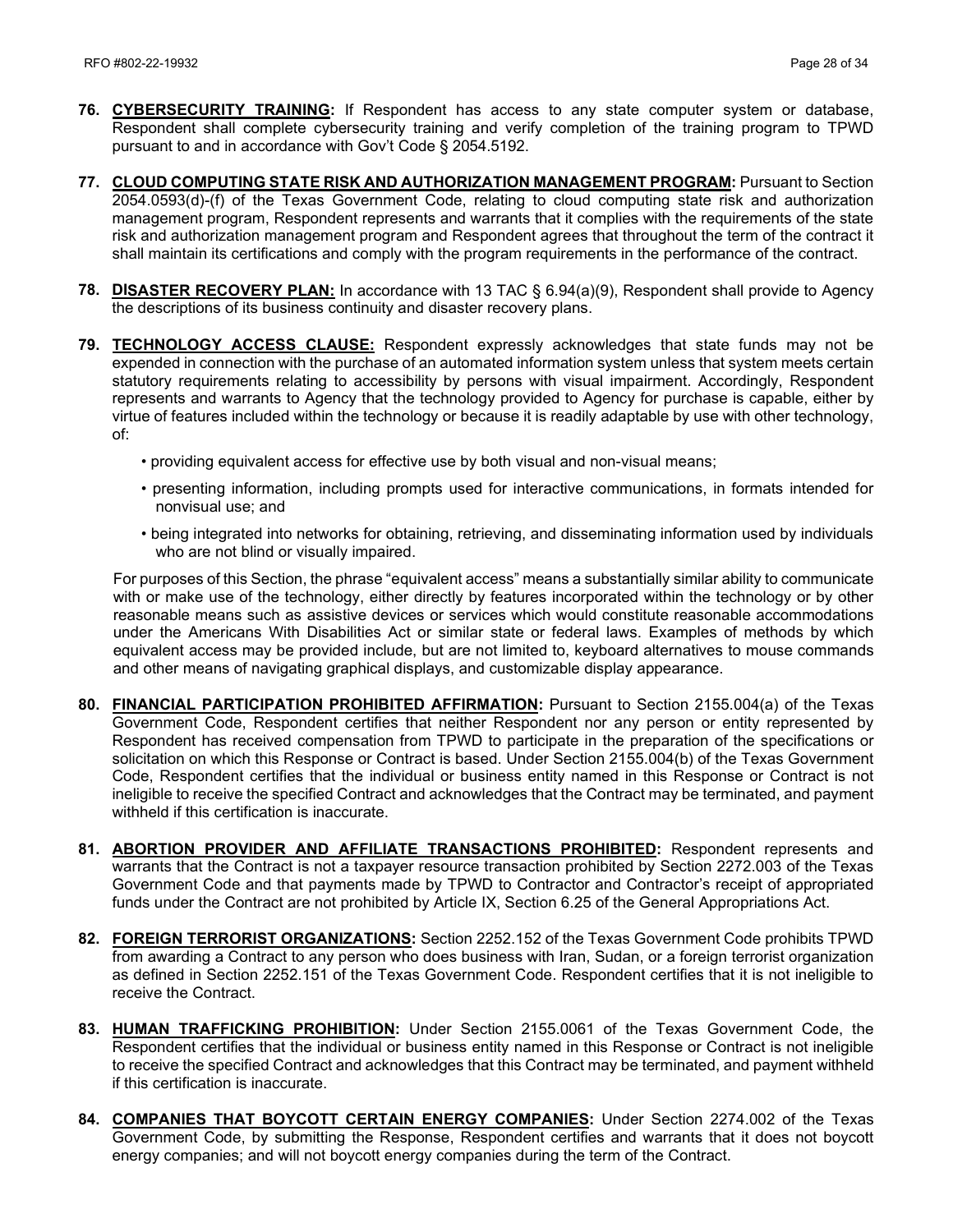76. **CYBERSECURITY TRAINING:** If Respondent has access to any state computer system or database, Respondent shall complete cybersecurity training and verify completion of the training program to TPWD pursuant to and in accordance with Gov't Code § 2054.5192.

77. **CLOUD COMPUTING STATE RISK AND AUTHORIZATION MANAGEMENT PROGRAM:** Pursuant to Section 2054.0593(d)-(f) of the Texas Government Code, relating to cloud computing state risk and authorization management program, Respondent represents and warrants that it complies with the requirements of the state risk and authorization management program and Respondent agrees that throughout the term of the contract it shall maintain its certifications and comply with the program requirements in the performance of the contract.

78. **DISASTER RECOVERY PLAN:** In accordance with 13 TAC § 6.94(a)(9), Respondent shall provide to Agency the descriptions of its business continuity and disaster recovery plans.

79. **TECHNOLOGY ACCESS CLAUSE:** Respondent expressly acknowledges that state funds may not be expended in connection with the purchase of an automated information system unless that system meets certain statutory requirements relating to accessibility by persons with visual impairment. Accordingly, Respondent represents and warrants to Agency that the technology provided to Agency for purchase is capable, either by virtue of features included within the technology or because it is readily adaptable by use with other technology, of:

    - providing equivalent access for effective use by both visual and non-visual means;
    - presenting information, including prompts used for interactive communications, in formats intended for nonvisual use; and
    - being integrated into networks for obtaining, retrieving, and disseminating information used by individuals who are not blind or visually impaired.

    For purposes of this Section, the phrase "equivalent access" means a substantially similar ability to communicate with or make use of the technology, either directly by features incorporated within the technology or by other reasonable means such as assistive devices or services which would constitute reasonable accommodations under the Americans With Disabilities Act or similar state or federal laws. Examples of methods by which equivalent access may be provided include, but are not limited to, keyboard alternatives to mouse commands and other means of navigating graphical displays, and customizable display appearance.

80. **FINANCIAL PARTICIPATION PROHIBITED AFFIRMATION:** Pursuant to Section 2155.004(a) of the Texas Government Code, Respondent certifies that neither Respondent nor any person or entity represented by Respondent has received compensation from TPWD to participate in the preparation of the specifications or solicitation on which this Response or Contract is based. Under Section 2155.004(b) of the Texas Government Code, Respondent certifies that the individual or business entity named in this Response or Contract is not ineligible to receive the specified Contract and acknowledges that the Contract may be terminated, and payment withheld if this certification is inaccurate.

81. **ABORTION PROVIDER AND AFFILIATE TRANSACTIONS PROHIBITED:** Respondent represents and warrants that the Contract is not a taxpayer resource transaction prohibited by Section 2272.003 of the Texas Government Code and that payments made by TPWD to Contractor and Contractor's receipt of appropriated funds under the Contract are not prohibited by Article IX, Section 6.25 of the General Appropriations Act.

82. **FOREIGN TERRORIST ORGANIZATIONS:** Section 2252.152 of the Texas Government Code prohibits TPWD from awarding a Contract to any person who does business with Iran, Sudan, or a foreign terrorist organization as defined in Section 2252.151 of the Texas Government Code. Respondent certifies that it is not ineligible to receive the Contract.

83. **HUMAN TRAFFICKING PROHIBITION:** Under Section 2155.0061 of the Texas Government Code, the Respondent certifies that the individual or business entity named in this Response or Contract is not ineligible to receive the specified Contract and acknowledges that this Contract may be terminated, and payment withheld if this certification is inaccurate.

84. **COMPANIES THAT BOYCOTT CERTAIN ENERGY COMPANIES:** Under Section 2274.002 of the Texas Government Code, by submitting the Response, Respondent certifies and warrants that it does not boycott energy companies; and will not boycott energy companies during the term of the Contract.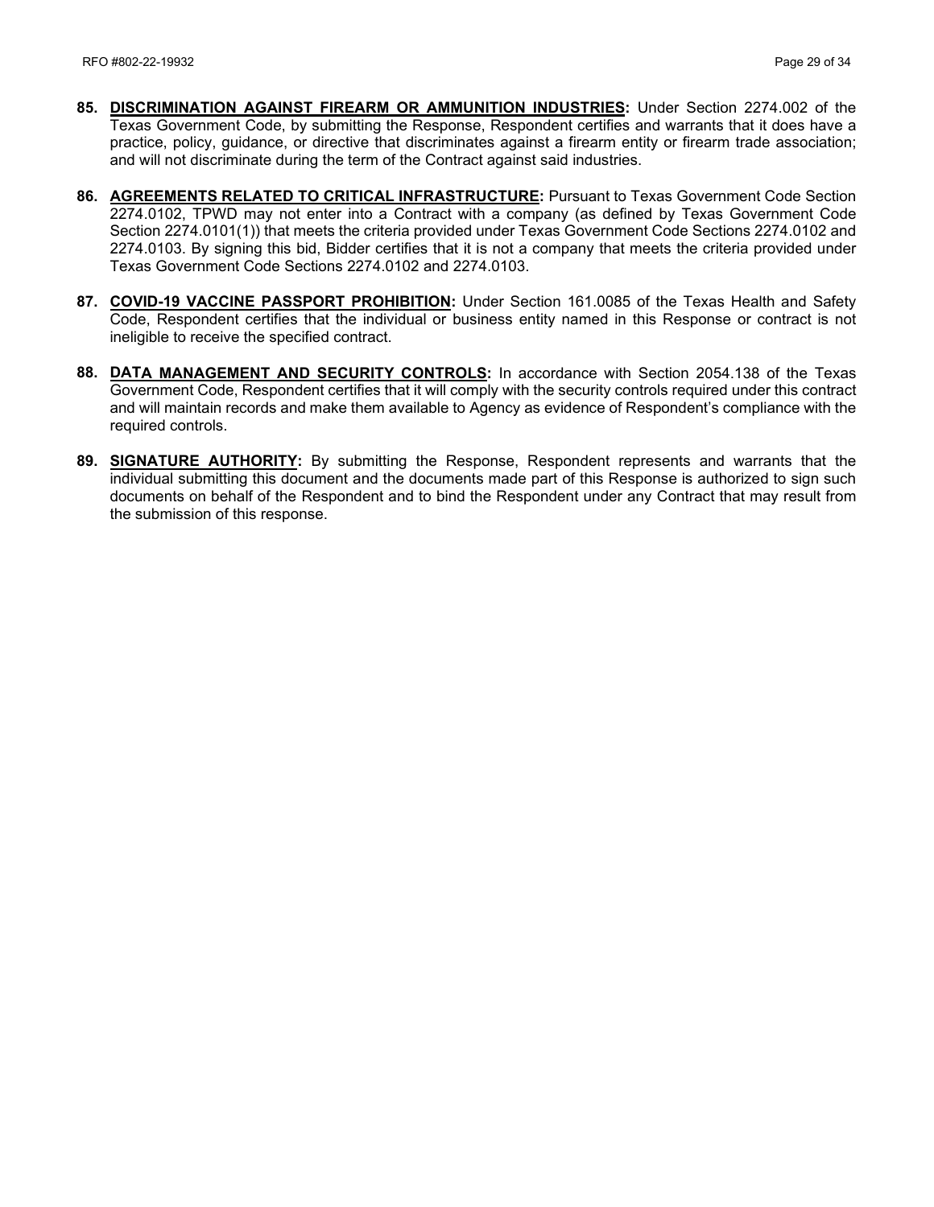85. **DISCRIMINATION AGAINST FIREARM OR AMMUNITION INDUSTRIES:** Under Section 2274.002 of the Texas Government Code, by submitting the Response, Respondent certifies and warrants that it does have a practice, policy, guidance, or directive that discriminates against a firearm entity or firearm trade association; and will not discriminate during the term of the Contract against said industries.

86. **AGREEMENTS RELATED TO CRITICAL INFRASTRUCTURE:** Pursuant to Texas Government Code Section 2274.0102, TPWD may not enter into a Contract with a company (as defined by Texas Government Code Section 2274.0101(1)) that meets the criteria provided under Texas Government Code Sections 2274.0102 and 2274.0103. By signing this bid, Bidder certifies that it is not a company that meets the criteria provided under Texas Government Code Sections 2274.0102 and 2274.0103.

87. **COVID-19 VACCINE PASSPORT PROHIBITION:** Under Section 161.0085 of the Texas Health and Safety Code, Respondent certifies that the individual or business entity named in this Response or contract is not ineligible to receive the specified contract.

88. **DATA MANAGEMENT AND SECURITY CONTROLS:** In accordance with Section 2054.138 of the Texas Government Code, Respondent certifies that it will comply with the security controls required under this contract and will maintain records and make them available to Agency as evidence of Respondent's compliance with the required controls.

89. **SIGNATURE AUTHORITY:** By submitting the Response, Respondent represents and warrants that the individual submitting this document and the documents made part of this Response is authorized to sign such documents on behalf of the Respondent and to bind the Respondent under any Contract that may result from the submission of this response.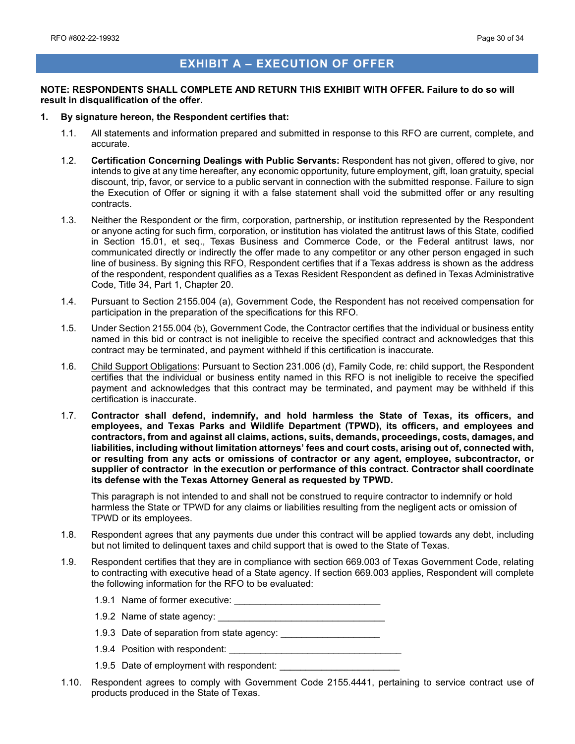## EXHIBIT A – EXECUTION OF OFFER

**NOTE: RESPONDENTS SHALL COMPLETE AND RETURN THIS EXHIBIT WITH OFFER. Failure to do so will result in disqualification of the offer.**

**1. By signature hereon, the Respondent certifies that:**

1.1. All statements and information prepared and submitted in response to this RFO are current, complete, and accurate.

1.2. **Certification Concerning Dealings with Public Servants:** Respondent has not given, offered to give, nor intends to give at any time hereafter, any economic opportunity, future employment, gift, loan gratuity, special discount, trip, favor, or service to a public servant in connection with the submitted response. Failure to sign the Execution of Offer or signing it with a false statement shall void the submitted offer or any resulting contracts.

1.3. Neither the Respondent or the firm, corporation, partnership, or institution represented by the Respondent or anyone acting for such firm, corporation, or institution has violated the antitrust laws of this State, codified in Section 15.01, et seq., Texas Business and Commerce Code, or the Federal antitrust laws, nor communicated directly or indirectly the offer made to any competitor or any other person engaged in such line of business. By signing this RFO, Respondent certifies that if a Texas address is shown as the address of the respondent, respondent qualifies as a Texas Resident Respondent as defined in Texas Administrative Code, Title 34, Part 1, Chapter 20.

1.4. Pursuant to Section 2155.004 (a), Government Code, the Respondent has not received compensation for participation in the preparation of the specifications for this RFO.

1.5. Under Section 2155.004 (b), Government Code, the Contractor certifies that the individual or business entity named in this bid or contract is not ineligible to receive the specified contract and acknowledges that this contract may be terminated, and payment withheld if this certification is inaccurate.

1.6. Child Support Obligations: Pursuant to Section 231.006 (d), Family Code, re: child support, the Respondent certifies that the individual or business entity named in this RFO is not ineligible to receive the specified payment and acknowledges that this contract may be terminated, and payment may be withheld if this certification is inaccurate.

1.7. **Contractor shall defend, indemnify, and hold harmless the State of Texas, its officers, and employees, and Texas Parks and Wildlife Department (TPWD), its officers, and employees and contractors, from and against all claims, actions, suits, demands, proceedings, costs, damages, and liabilities, including without limitation attorneys' fees and court costs, arising out of, connected with, or resulting from any acts or omissions of contractor or any agent, employee, subcontractor, or supplier of contractor in the execution or performance of this contract. Contractor shall coordinate its defense with the Texas Attorney General as requested by TPWD.**

This paragraph is not intended to and shall not be construed to require contractor to indemnify or hold harmless the State or TPWD for any claims or liabilities resulting from the negligent acts or omission of TPWD or its employees.

1.8. Respondent agrees that any payments due under this contract will be applied towards any debt, including but not limited to delinquent taxes and child support that is owed to the State of Texas.

1.9. Respondent certifies that they are in compliance with section 669.003 of Texas Government Code, relating to contracting with executive head of a State agency. If section 669.003 applies, Respondent will complete the following information for the RFO to be evaluated:

1.9.1 Name of former executive: ___________________________

1.9.2 Name of state agency: _______________________________

1.9.3 Date of separation from state agency: __________________

1.9.4 Position with respondent: ________________________________

1.9.5 Date of employment with respondent: ______________________

1.10. Respondent agrees to comply with Government Code 2155.4441, pertaining to service contract use of products produced in the State of Texas.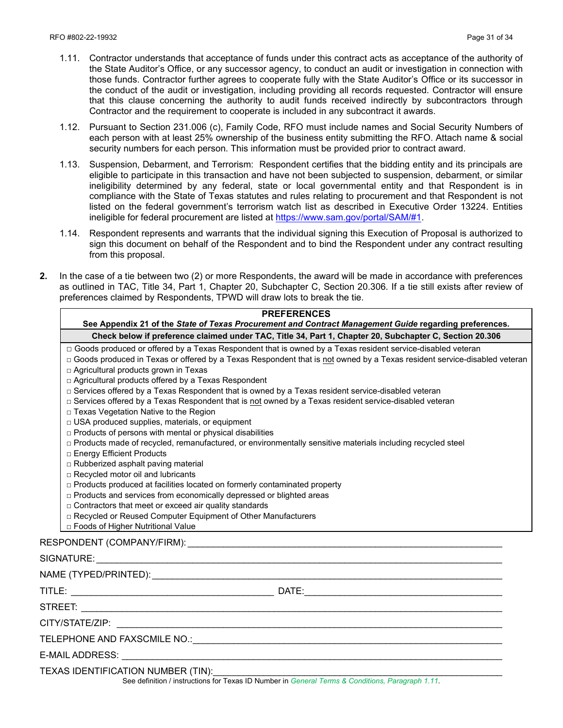1.11. Contractor understands that acceptance of funds under this contract acts as acceptance of the authority of the State Auditor's Office, or any successor agency, to conduct an audit or investigation in connection with those funds. Contractor further agrees to cooperate fully with the State Auditor's Office or its successor in the conduct of the audit or investigation, including providing all records requested. Contractor will ensure that this clause concerning the authority to audit funds received indirectly by subcontractors through Contractor and the requirement to cooperate is included in any subcontract it awards.

1.12. Pursuant to Section 231.006 (c), Family Code, RFO must include names and Social Security Numbers of each person with at least 25% ownership of the business entity submitting the RFO. Attach name & social security numbers for each person. This information must be provided prior to contract award.

1.13. Suspension, Debarment, and Terrorism: Respondent certifies that the bidding entity and its principals are eligible to participate in this transaction and have not been subjected to suspension, debarment, or similar ineligibility determined by any federal, state or local governmental entity and that Respondent is in compliance with the State of Texas statutes and rules relating to procurement and that Respondent is not listed on the federal government's terrorism watch list as described in Executive Order 13224. Entities ineligible for federal procurement are listed at https://www.sam.gov/portal/SAM/#1.

1.14. Respondent represents and warrants that the individual signing this Execution of Proposal is authorized to sign this document on behalf of the Respondent and to bind the Respondent under any contract resulting from this proposal.

**2.** In the case of a tie between two (2) or more Respondents, the award will be made in accordance with preferences as outlined in TAC, Title 34, Part 1, Chapter 20, Subchapter C, Section 20.306. If a tie still exists after review of preferences claimed by Respondents, TPWD will draw lots to break the tie.

| **PREFERENCES**<br>**See Appendix 21 of the *State of Texas Procurement and Contract Management Guide* regarding preferences.** |
|---|
| **Check below if preference claimed under TAC, Title 34, Part 1, Chapter 20, Subchapter C, Section 20.306** |
| □ Goods produced or offered by a Texas Respondent that is owned by a Texas resident service-disabled veteran<br>□ Goods produced in Texas or offered by a Texas Respondent that is not owned by a Texas resident service-disabled veteran<br>□ Agricultural products grown in Texas<br>□ Agricultural products offered by a Texas Respondent<br>□ Services offered by a Texas Respondent that is owned by a Texas resident service-disabled veteran<br>□ Services offered by a Texas Respondent that is not owned by a Texas resident service-disabled veteran<br>□ Texas Vegetation Native to the Region<br>□ USA produced supplies, materials, or equipment<br>□ Products of persons with mental or physical disabilities<br>□ Products made of recycled, remanufactured, or environmentally sensitive materials including recycled steel<br>□ Energy Efficient Products<br>□ Rubberized asphalt paving material<br>□ Recycled motor oil and lubricants<br>□ Products produced at facilities located on formerly contaminated property<br>□ Products and services from economically depressed or blighted areas<br>□ Contractors that meet or exceed air quality standards<br>□ Recycled or Reused Computer Equipment of Other Manufacturers<br>□ Foods of Higher Nutritional Value |

RESPONDENT (COMPANY/FIRM): ______________________________

SIGNATURE: ______________________________

NAME (TYPED/PRINTED): ______________________________

TITLE: ______________________ DATE: ______________________

STREET: ______________________________

CITY/STATE/ZIP: ______________________________

TELEPHONE AND FAXSCMILE NO.: ______________________________

E-MAIL ADDRESS: ______________________________

TEXAS IDENTIFICATION NUMBER (TIN): ______________________________

See definition / instructions for Texas ID Number in *General Terms & Conditions, Paragraph 1.11*.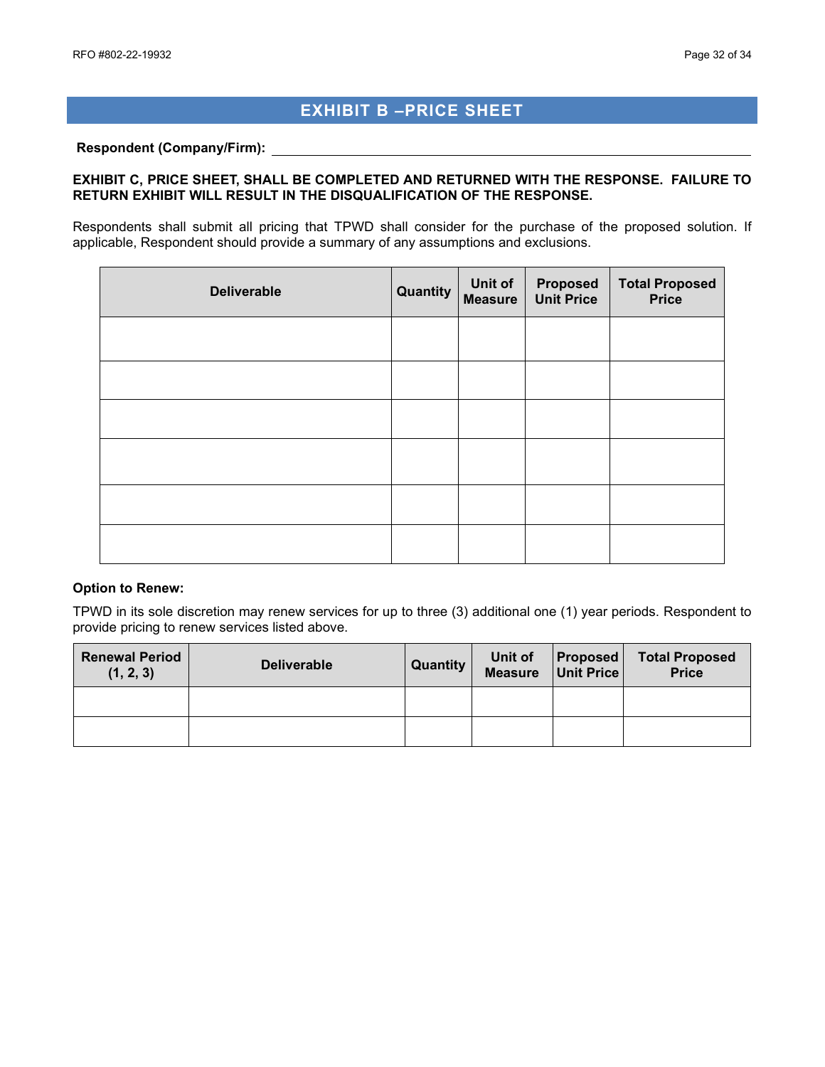## EXHIBIT B –PRICE SHEET

**Respondent (Company/Firm):** ______________________________

**EXHIBIT C, PRICE SHEET, SHALL BE COMPLETED AND RETURNED WITH THE RESPONSE. FAILURE TO RETURN EXHIBIT WILL RESULT IN THE DISQUALIFICATION OF THE RESPONSE.**

Respondents shall submit all pricing that TPWD shall consider for the purchase of the proposed solution. If applicable, Respondent should provide a summary of any assumptions and exclusions.

| Deliverable | Quantity | Unit of Measure | Proposed Unit Price | Total Proposed Price |
|---|---|---|---|---|
| | | | | |
| | | | | |
| | | | | |
| | | | | |
| | | | | |
| | | | | |

**Option to Renew:**

TPWD in its sole discretion may renew services for up to three (3) additional one (1) year periods. Respondent to provide pricing to renew services listed above.

| Renewal Period (1, 2, 3) | Deliverable | Quantity | Unit of Measure | Proposed Unit Price | Total Proposed Price |
|---|---|---|---|---|---|
| | | | | | |
| | | | | | |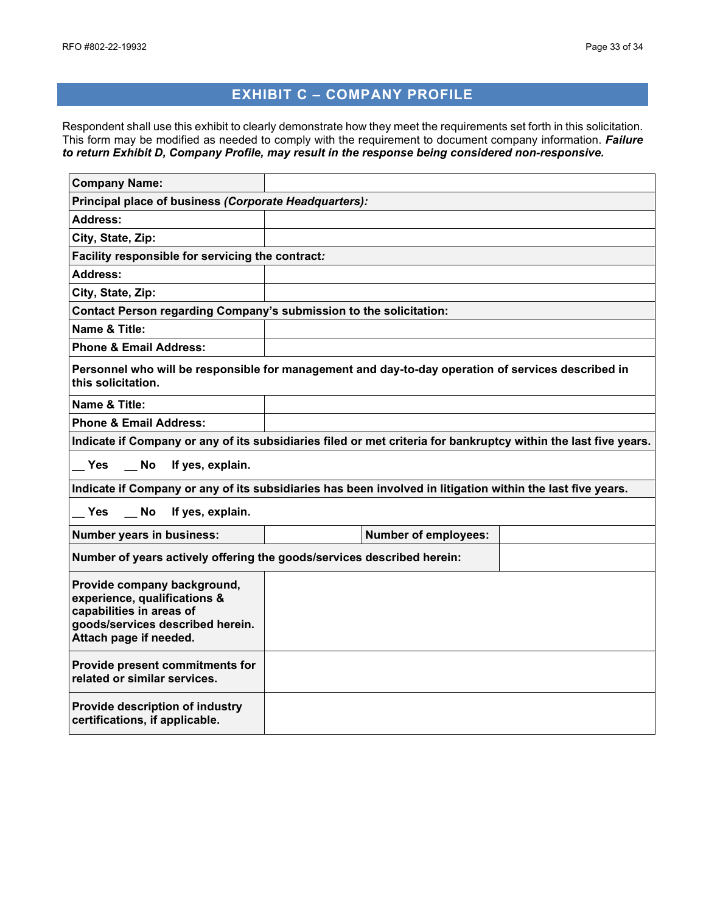# EXHIBIT C – COMPANY PROFILE

Respondent shall use this exhibit to clearly demonstrate how they meet the requirements set forth in this solicitation. This form may be modified as needed to comply with the requirement to document company information. ***Failure to return Exhibit D, Company Profile, may result in the response being considered non-responsive.***

| | | | |
|---|---|---|---|
| **Company Name:** | | | |
| **Principal place of business *(Corporate Headquarters)*:** | | | |
| **Address:** | | | |
| **City, State, Zip:** | | | |
| **Facility responsible for servicing the contract*:*** | | | |
| **Address:** | | | |
| **City, State, Zip:** | | | |
| **Contact Person regarding Company's submission to the solicitation:** | | | |
| **Name & Title:** | | | |
| **Phone & Email Address:** | | | |
| **Personnel who will be responsible for management and day-to-day operation of services described in this solicitation.** | | | |
| **Name & Title:** | | | |
| **Phone & Email Address:** | | | |
| **Indicate if Company or any of its subsidiaries filed or met criteria for bankruptcy within the last five years.** | | | |
| **__ Yes __ No If yes, explain.** | | | |
| **Indicate if Company or any of its subsidiaries has been involved in litigation within the last five years.** | | | |
| **__ Yes __ No If yes, explain.** | | | |
| **Number years in business:** | | **Number of employees:** | |
| **Number of years actively offering the goods/services described herein:** | | | |
| **Provide company background, experience, qualifications & capabilities in areas of goods/services described herein. Attach page if needed.** | | | |
| **Provide present commitments for related or similar services.** | | | |
| **Provide description of industry certifications, if applicable.** | | | |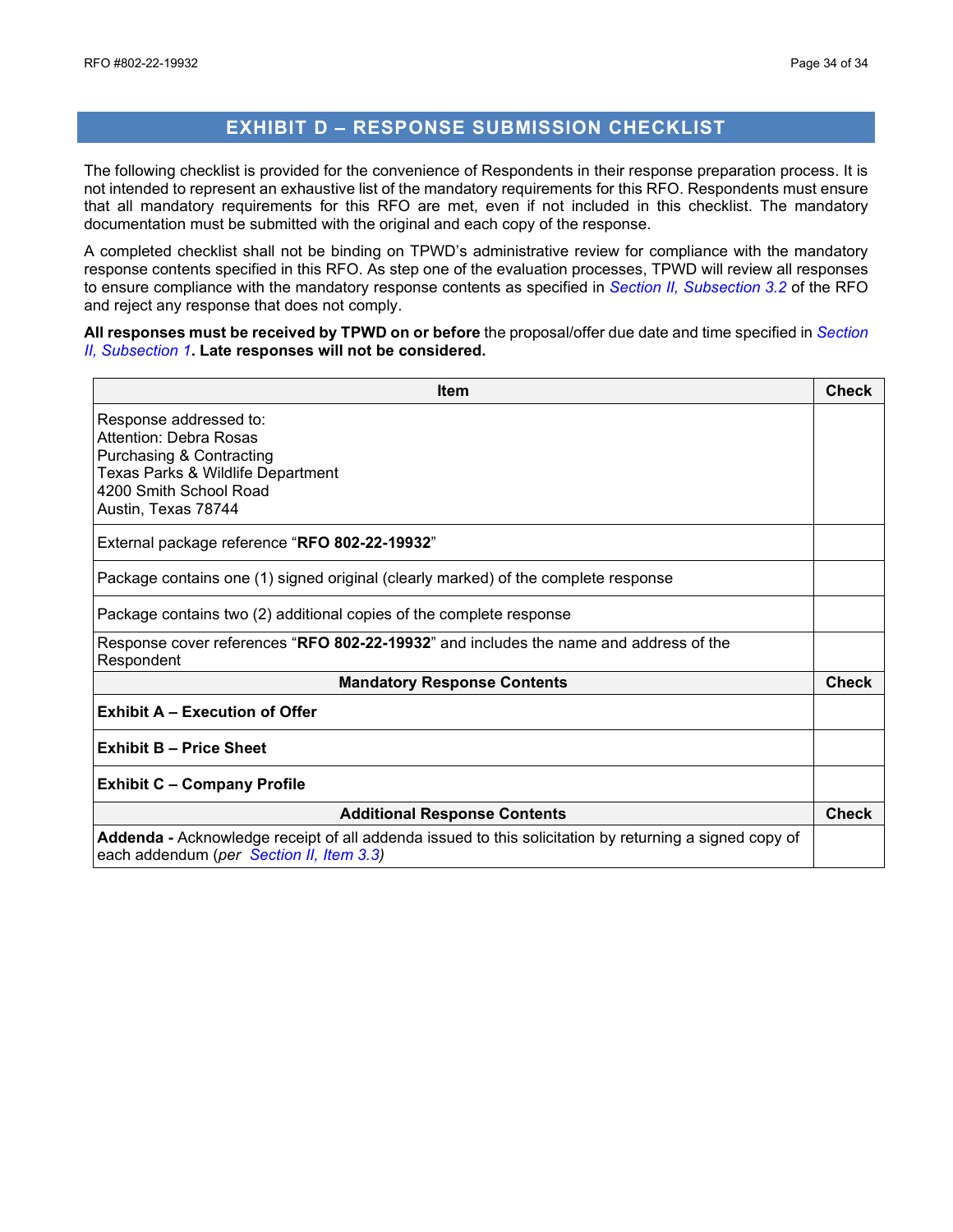## EXHIBIT D – RESPONSE SUBMISSION CHECKLIST

The following checklist is provided for the convenience of Respondents in their response preparation process. It is not intended to represent an exhaustive list of the mandatory requirements for this RFO. Respondents must ensure that all mandatory requirements for this RFO are met, even if not included in this checklist. The mandatory documentation must be submitted with the original and each copy of the response.

A completed checklist shall not be binding on TPWD's administrative review for compliance with the mandatory response contents specified in this RFO. As step one of the evaluation processes, TPWD will review all responses to ensure compliance with the mandatory response contents as specified in *Section II, Subsection 3.2* of the RFO and reject any response that does not comply.

**All responses must be received by TPWD on or before** the proposal/offer due date and time specified in *Section II, Subsection 1*. **Late responses will not be considered.**

| Item | Check |
|---|---|
| Response addressed to:<br>Attention: Debra Rosas<br>Purchasing & Contracting<br>Texas Parks & Wildlife Department<br>4200 Smith School Road<br>Austin, Texas 78744 | |
| External package reference "**RFO 802-22-19932**" | |
| Package contains one (1) signed original (clearly marked) of the complete response | |
| Package contains two (2) additional copies of the complete response | |
| Response cover references "**RFO 802-22-19932**" and includes the name and address of the Respondent | |
| **Mandatory Response Contents** | **Check** |
| **Exhibit A – Execution of Offer** | |
| **Exhibit B – Price Sheet** | |
| **Exhibit C – Company Profile** | |
| **Additional Response Contents** | **Check** |
| **Addenda -** Acknowledge receipt of all addenda issued to this solicitation by returning a signed copy of each addendum (*per Section II, Item 3.3*) | |